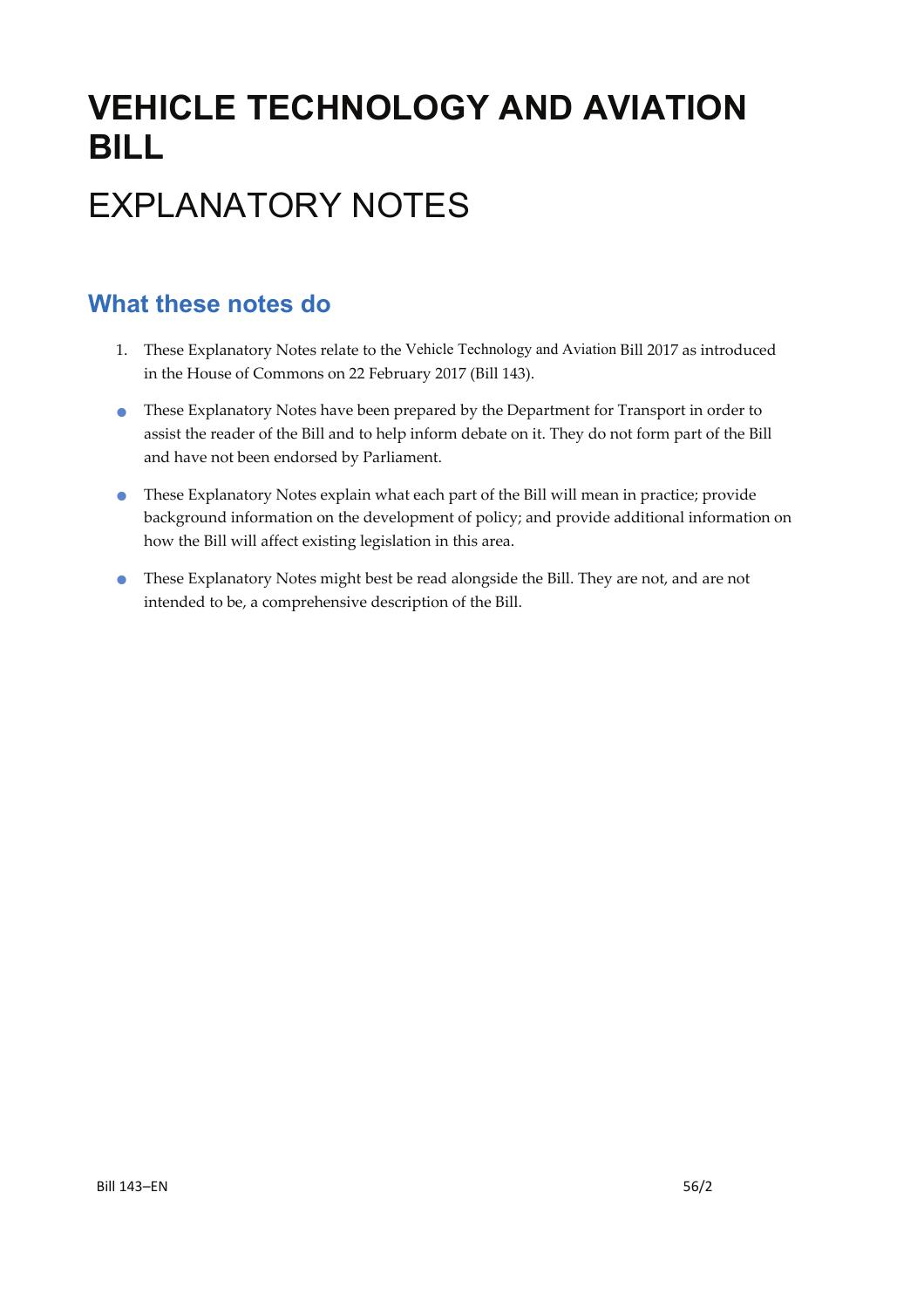# VEHICLE TECHNOLOGY AND AVIATION BILL

# EXPLANATORY NOTES

## What these notes do

1. These Explanatory Notes relate to the Vehicle Technology and Aviation Bill 2017 as introduced in the House of Commons on 22 February 2017 (Bill 143).

- These Explanatory Notes have been prepared by the Department for Transport in order to assist the reader of the Bill and to help inform debate on it. They do not form part of the Bill and have not been endorsed by Parliament.

- These Explanatory Notes explain what each part of the Bill will mean in practice; provide background information on the development of policy; and provide additional information on how the Bill will affect existing legislation in this area.

- These Explanatory Notes might best be read alongside the Bill. They are not, and are not intended to be, a comprehensive description of the Bill.

Bill 143–EN 56/2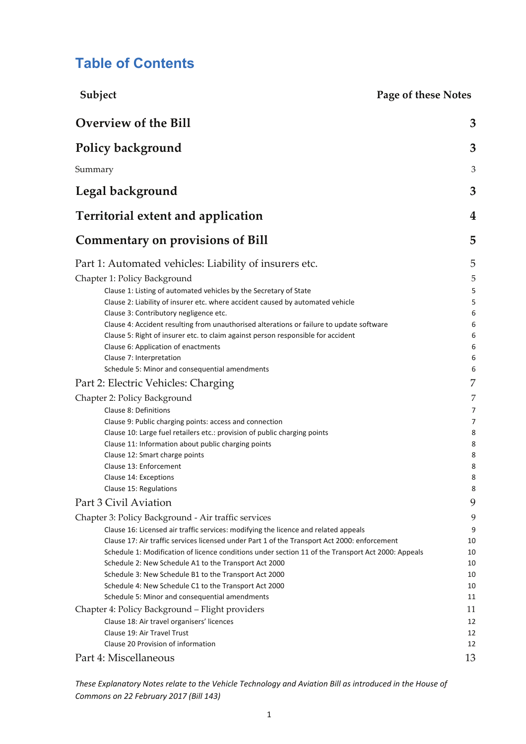# Table of Contents

| Subject | Page of these Notes |
|---|---|
| **Overview of the Bill** | **3** |
| **Policy background** | **3** |
| Summary | 3 |
| **Legal background** | **3** |
| **Territorial extent and application** | **4** |
| **Commentary on provisions of Bill** | **5** |
| Part 1: Automated vehicles: Liability of insurers etc. | 5 |
| Chapter 1: Policy Background | 5 |
| Clause 1: Listing of automated vehicles by the Secretary of State | 5 |
| Clause 2: Liability of insurer etc. where accident caused by automated vehicle | 5 |
| Clause 3: Contributory negligence etc. | 6 |
| Clause 4: Accident resulting from unauthorised alterations or failure to update software | 6 |
| Clause 5: Right of insurer etc. to claim against person responsible for accident | 6 |
| Clause 6: Application of enactments | 6 |
| Clause 7: Interpretation | 6 |
| Schedule 5: Minor and consequential amendments | 6 |
| Part 2: Electric Vehicles: Charging | 7 |
| Chapter 2: Policy Background | 7 |
| Clause 8: Definitions | 7 |
| Clause 9: Public charging points: access and connection | 7 |
| Clause 10: Large fuel retailers etc.: provision of public charging points | 8 |
| Clause 11: Information about public charging points | 8 |
| Clause 12: Smart charge points | 8 |
| Clause 13: Enforcement | 8 |
| Clause 14: Exceptions | 8 |
| Clause 15: Regulations | 8 |
| Part 3 Civil Aviation | 9 |
| Chapter 3: Policy Background - Air traffic services | 9 |
| Clause 16: Licensed air traffic services: modifying the licence and related appeals | 9 |
| Clause 17: Air traffic services licensed under Part 1 of the Transport Act 2000: enforcement | 10 |
| Schedule 1: Modification of licence conditions under section 11 of the Transport Act 2000: Appeals | 10 |
| Schedule 2: New Schedule A1 to the Transport Act 2000 | 10 |
| Schedule 3: New Schedule B1 to the Transport Act 2000 | 10 |
| Schedule 4: New Schedule C1 to the Transport Act 2000 | 10 |
| Schedule 5: Minor and consequential amendments | 11 |
| Chapter 4: Policy Background – Flight providers | 11 |
| Clause 18: Air travel organisers' licences | 12 |
| Clause 19: Air Travel Trust | 12 |
| Clause 20 Provision of information | 12 |
| Part 4: Miscellaneous | 13 |

*These Explanatory Notes relate to the Vehicle Technology and Aviation Bill as introduced in the House of Commons on 22 February 2017 (Bill 143)*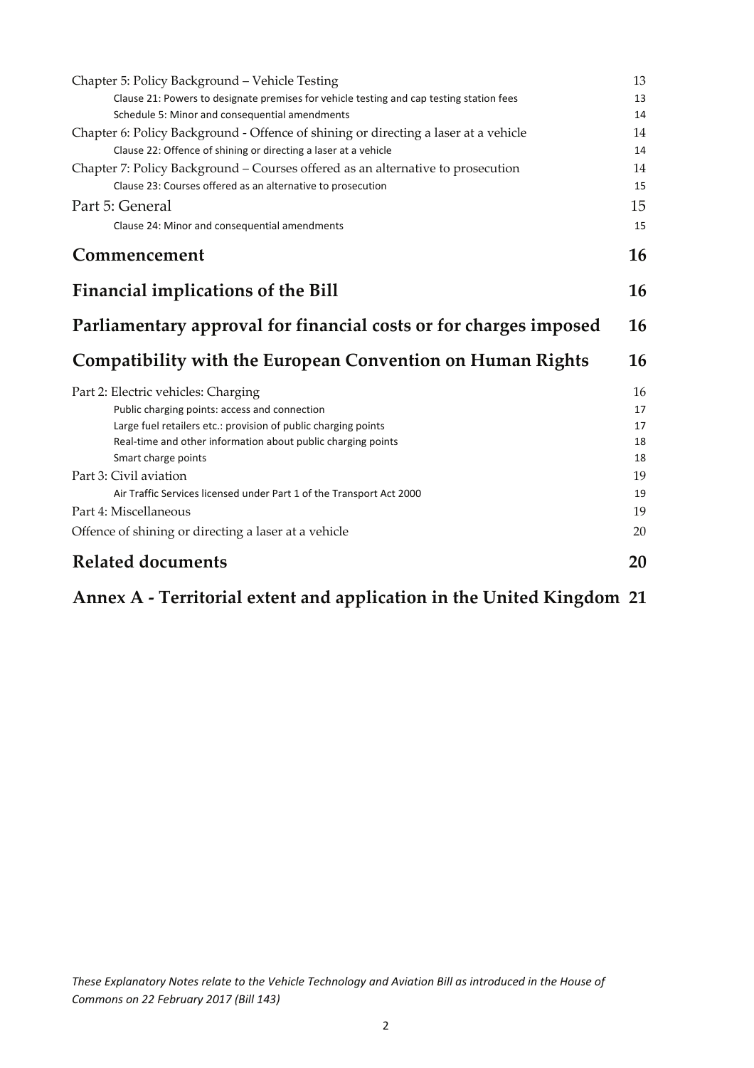| | |
|---|---|
| Chapter 5: Policy Background – Vehicle Testing | 13 |
| Clause 21: Powers to designate premises for vehicle testing and cap testing station fees | 13 |
| Schedule 5: Minor and consequential amendments | 14 |
| Chapter 6: Policy Background - Offence of shining or directing a laser at a vehicle | 14 |
| Clause 22: Offence of shining or directing a laser at a vehicle | 14 |
| Chapter 7: Policy Background – Courses offered as an alternative to prosecution | 14 |
| Clause 23: Courses offered as an alternative to prosecution | 15 |
| Part 5: General | 15 |
| Clause 24: Minor and consequential amendments | 15 |
| **Commencement** | **16** |
| **Financial implications of the Bill** | **16** |
| **Parliamentary approval for financial costs or for charges imposed** | **16** |
| **Compatibility with the European Convention on Human Rights** | **16** |
| Part 2: Electric vehicles: Charging | 16 |
| Public charging points: access and connection | 17 |
| Large fuel retailers etc.: provision of public charging points | 17 |
| Real-time and other information about public charging points | 18 |
| Smart charge points | 18 |
| Part 3: Civil aviation | 19 |
| Air Traffic Services licensed under Part 1 of the Transport Act 2000 | 19 |
| Part 4: Miscellaneous | 19 |
| Offence of shining or directing a laser at a vehicle | 20 |
| **Related documents** | **20** |
| **Annex A - Territorial extent and application in the United Kingdom** | **21** |

*These Explanatory Notes relate to the Vehicle Technology and Aviation Bill as introduced in the House of Commons on 22 February 2017 (Bill 143)*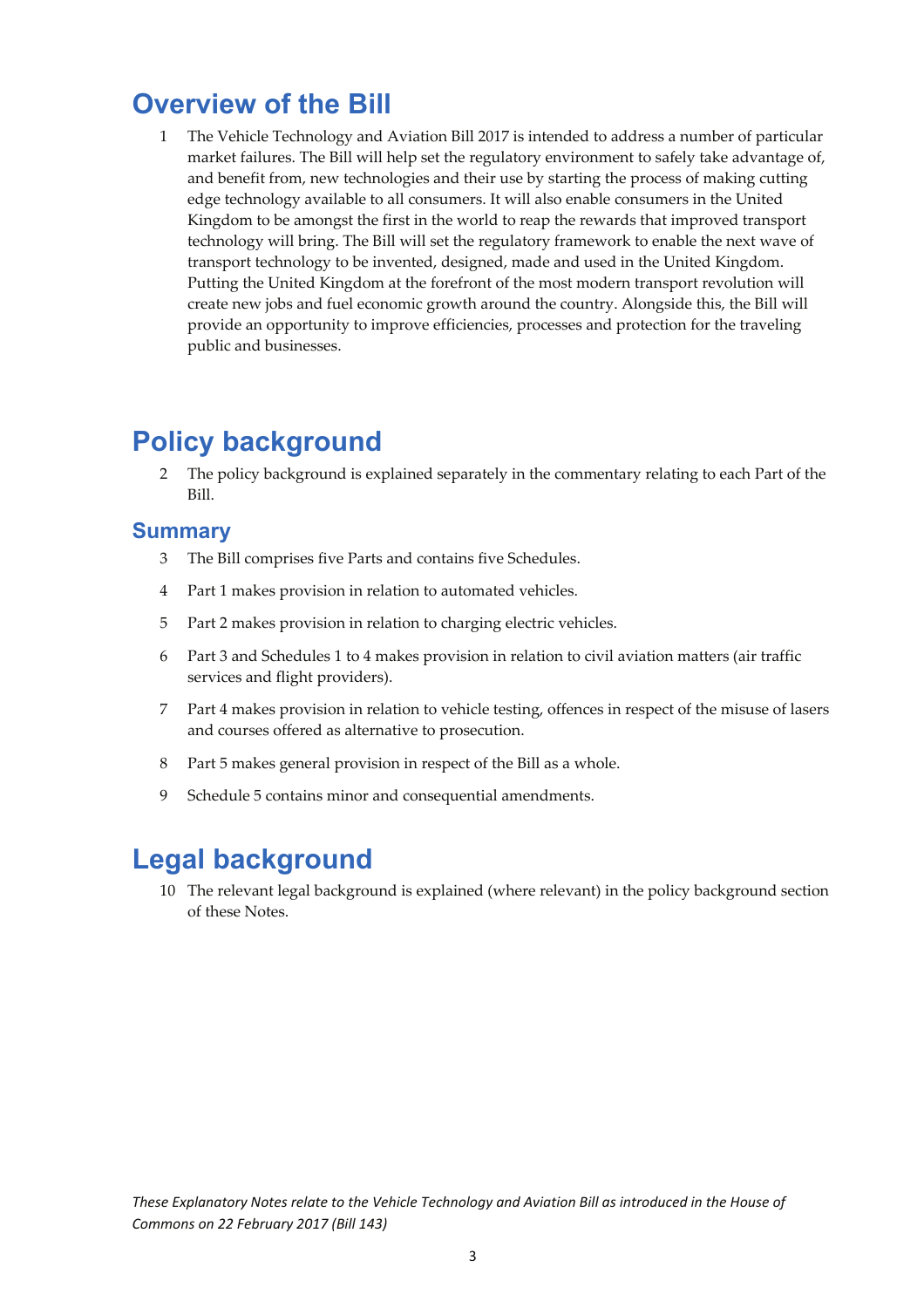# Overview of the Bill

1 The Vehicle Technology and Aviation Bill 2017 is intended to address a number of particular market failures. The Bill will help set the regulatory environment to safely take advantage of, and benefit from, new technologies and their use by starting the process of making cutting edge technology available to all consumers. It will also enable consumers in the United Kingdom to be amongst the first in the world to reap the rewards that improved transport technology will bring. The Bill will set the regulatory framework to enable the next wave of transport technology to be invented, designed, made and used in the United Kingdom. Putting the United Kingdom at the forefront of the most modern transport revolution will create new jobs and fuel economic growth around the country. Alongside this, the Bill will provide an opportunity to improve efficiencies, processes and protection for the traveling public and businesses.

# Policy background

2 The policy background is explained separately in the commentary relating to each Part of the Bill.

## Summary

3 The Bill comprises five Parts and contains five Schedules.

4 Part 1 makes provision in relation to automated vehicles.

5 Part 2 makes provision in relation to charging electric vehicles.

6 Part 3 and Schedules 1 to 4 makes provision in relation to civil aviation matters (air traffic services and flight providers).

7 Part 4 makes provision in relation to vehicle testing, offences in respect of the misuse of lasers and courses offered as alternative to prosecution.

8 Part 5 makes general provision in respect of the Bill as a whole.

9 Schedule 5 contains minor and consequential amendments.

# Legal background

10 The relevant legal background is explained (where relevant) in the policy background section of these Notes.

*These Explanatory Notes relate to the Vehicle Technology and Aviation Bill as introduced in the House of Commons on 22 February 2017 (Bill 143)*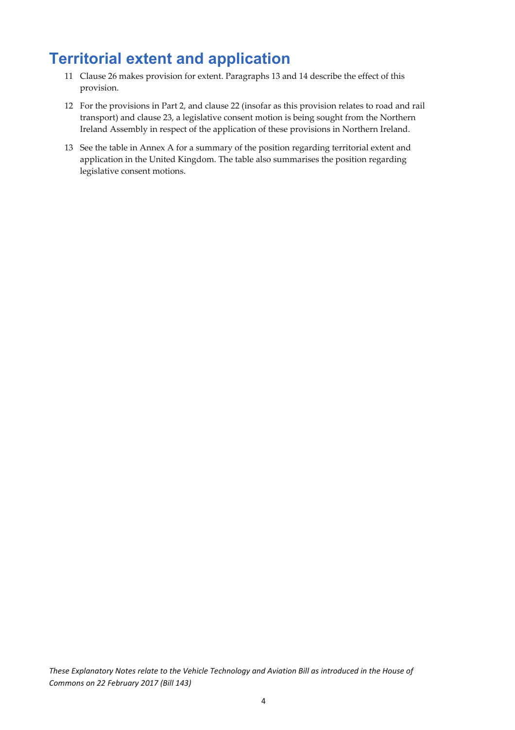## Territorial extent and application

11 Clause 26 makes provision for extent. Paragraphs 13 and 14 describe the effect of this provision.

12 For the provisions in Part 2, and clause 22 (insofar as this provision relates to road and rail transport) and clause 23, a legislative consent motion is being sought from the Northern Ireland Assembly in respect of the application of these provisions in Northern Ireland.

13 See the table in Annex A for a summary of the position regarding territorial extent and application in the United Kingdom. The table also summarises the position regarding legislative consent motions.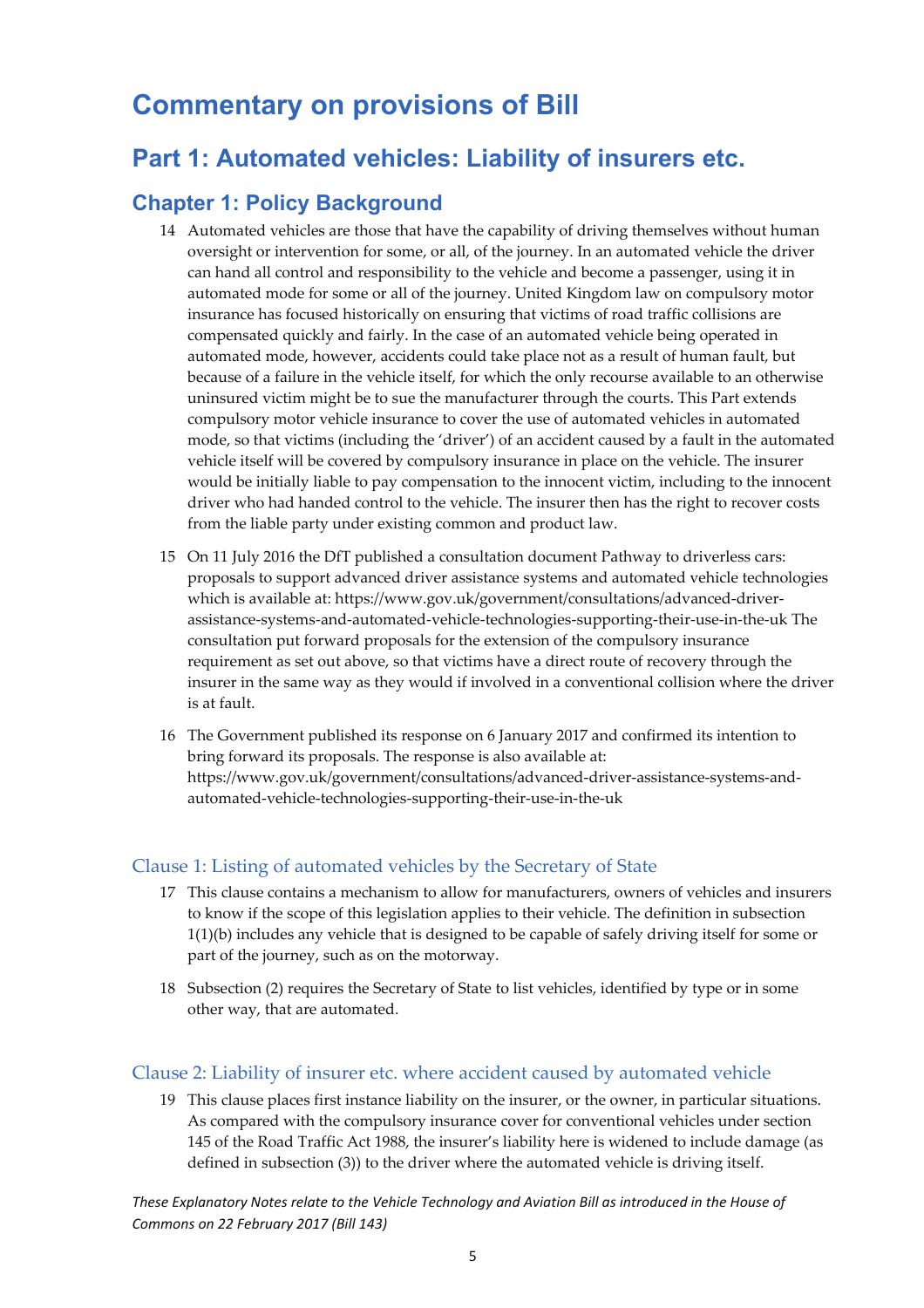# Commentary on provisions of Bill

## Part 1: Automated vehicles: Liability of insurers etc.

### Chapter 1: Policy Background

14 Automated vehicles are those that have the capability of driving themselves without human oversight or intervention for some, or all, of the journey. In an automated vehicle the driver can hand all control and responsibility to the vehicle and become a passenger, using it in automated mode for some or all of the journey. United Kingdom law on compulsory motor insurance has focused historically on ensuring that victims of road traffic collisions are compensated quickly and fairly. In the case of an automated vehicle being operated in automated mode, however, accidents could take place not as a result of human fault, but because of a failure in the vehicle itself, for which the only recourse available to an otherwise uninsured victim might be to sue the manufacturer through the courts. This Part extends compulsory motor vehicle insurance to cover the use of automated vehicles in automated mode, so that victims (including the 'driver') of an accident caused by a fault in the automated vehicle itself will be covered by compulsory insurance in place on the vehicle. The insurer would be initially liable to pay compensation to the innocent victim, including to the innocent driver who had handed control to the vehicle. The insurer then has the right to recover costs from the liable party under existing common and product law.

15 On 11 July 2016 the DfT published a consultation document Pathway to driverless cars: proposals to support advanced driver assistance systems and automated vehicle technologies which is available at: https://www.gov.uk/government/consultations/advanced-driver-assistance-systems-and-automated-vehicle-technologies-supporting-their-use-in-the-uk The consultation put forward proposals for the extension of the compulsory insurance requirement as set out above, so that victims have a direct route of recovery through the insurer in the same way as they would if involved in a conventional collision where the driver is at fault.

16 The Government published its response on 6 January 2017 and confirmed its intention to bring forward its proposals. The response is also available at: https://www.gov.uk/government/consultations/advanced-driver-assistance-systems-and-automated-vehicle-technologies-supporting-their-use-in-the-uk

#### Clause 1: Listing of automated vehicles by the Secretary of State

17 This clause contains a mechanism to allow for manufacturers, owners of vehicles and insurers to know if the scope of this legislation applies to their vehicle. The definition in subsection 1(1)(b) includes any vehicle that is designed to be capable of safely driving itself for some or part of the journey, such as on the motorway.

18 Subsection (2) requires the Secretary of State to list vehicles, identified by type or in some other way, that are automated.

#### Clause 2: Liability of insurer etc. where accident caused by automated vehicle

19 This clause places first instance liability on the insurer, or the owner, in particular situations. As compared with the compulsory insurance cover for conventional vehicles under section 145 of the Road Traffic Act 1988, the insurer's liability here is widened to include damage (as defined in subsection (3)) to the driver where the automated vehicle is driving itself.

*These Explanatory Notes relate to the Vehicle Technology and Aviation Bill as introduced in the House of Commons on 22 February 2017 (Bill 143)*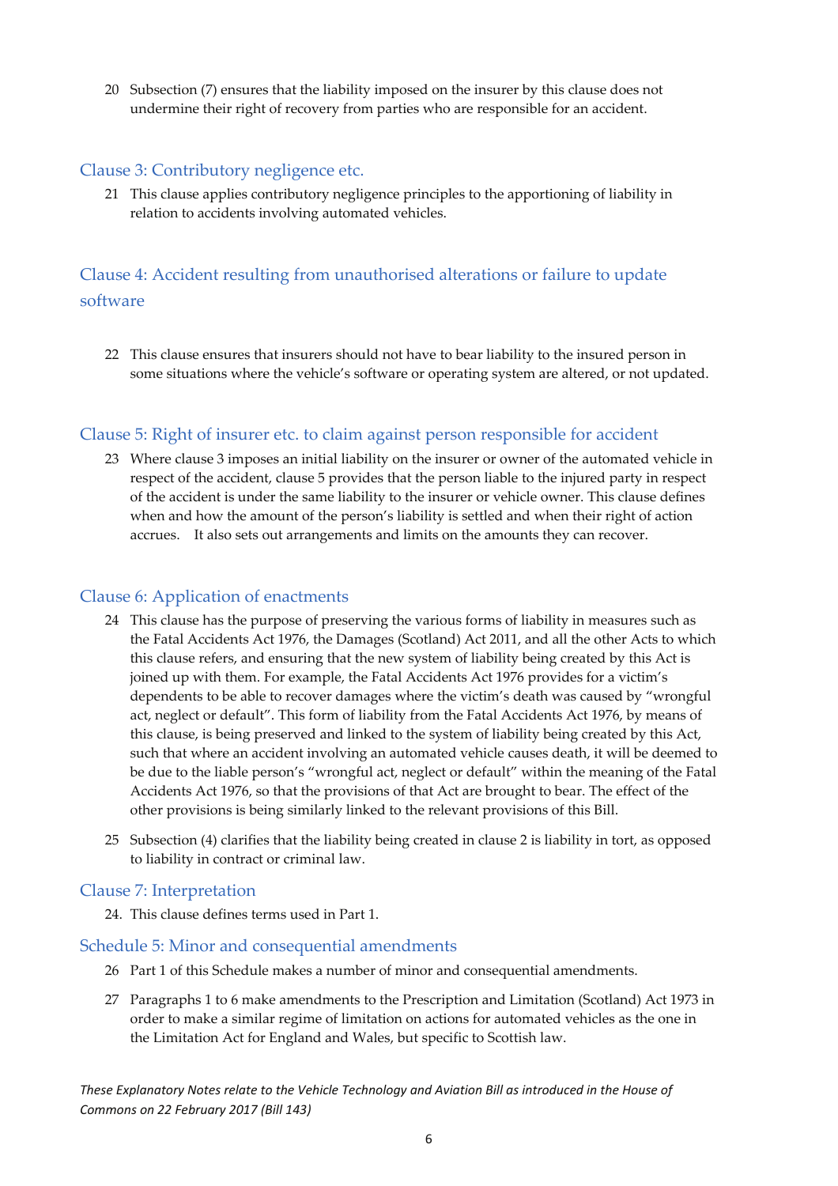20 Subsection (7) ensures that the liability imposed on the insurer by this clause does not undermine their right of recovery from parties who are responsible for an accident.

## Clause 3: Contributory negligence etc.

21 This clause applies contributory negligence principles to the apportioning of liability in relation to accidents involving automated vehicles.

## Clause 4: Accident resulting from unauthorised alterations or failure to update software

22 This clause ensures that insurers should not have to bear liability to the insured person in some situations where the vehicle's software or operating system are altered, or not updated.

## Clause 5: Right of insurer etc. to claim against person responsible for accident

23 Where clause 3 imposes an initial liability on the insurer or owner of the automated vehicle in respect of the accident, clause 5 provides that the person liable to the injured party in respect of the accident is under the same liability to the insurer or vehicle owner. This clause defines when and how the amount of the person's liability is settled and when their right of action accrues. It also sets out arrangements and limits on the amounts they can recover.

## Clause 6: Application of enactments

24 This clause has the purpose of preserving the various forms of liability in measures such as the Fatal Accidents Act 1976, the Damages (Scotland) Act 2011, and all the other Acts to which this clause refers, and ensuring that the new system of liability being created by this Act is joined up with them. For example, the Fatal Accidents Act 1976 provides for a victim's dependents to be able to recover damages where the victim's death was caused by "wrongful act, neglect or default". This form of liability from the Fatal Accidents Act 1976, by means of this clause, is being preserved and linked to the system of liability being created by this Act, such that where an accident involving an automated vehicle causes death, it will be deemed to be due to the liable person's "wrongful act, neglect or default" within the meaning of the Fatal Accidents Act 1976, so that the provisions of that Act are brought to bear. The effect of the other provisions is being similarly linked to the relevant provisions of this Bill.

25 Subsection (4) clarifies that the liability being created in clause 2 is liability in tort, as opposed to liability in contract or criminal law.

## Clause 7: Interpretation

24. This clause defines terms used in Part 1.

## Schedule 5: Minor and consequential amendments

26 Part 1 of this Schedule makes a number of minor and consequential amendments.

27 Paragraphs 1 to 6 make amendments to the Prescription and Limitation (Scotland) Act 1973 in order to make a similar regime of limitation on actions for automated vehicles as the one in the Limitation Act for England and Wales, but specific to Scottish law.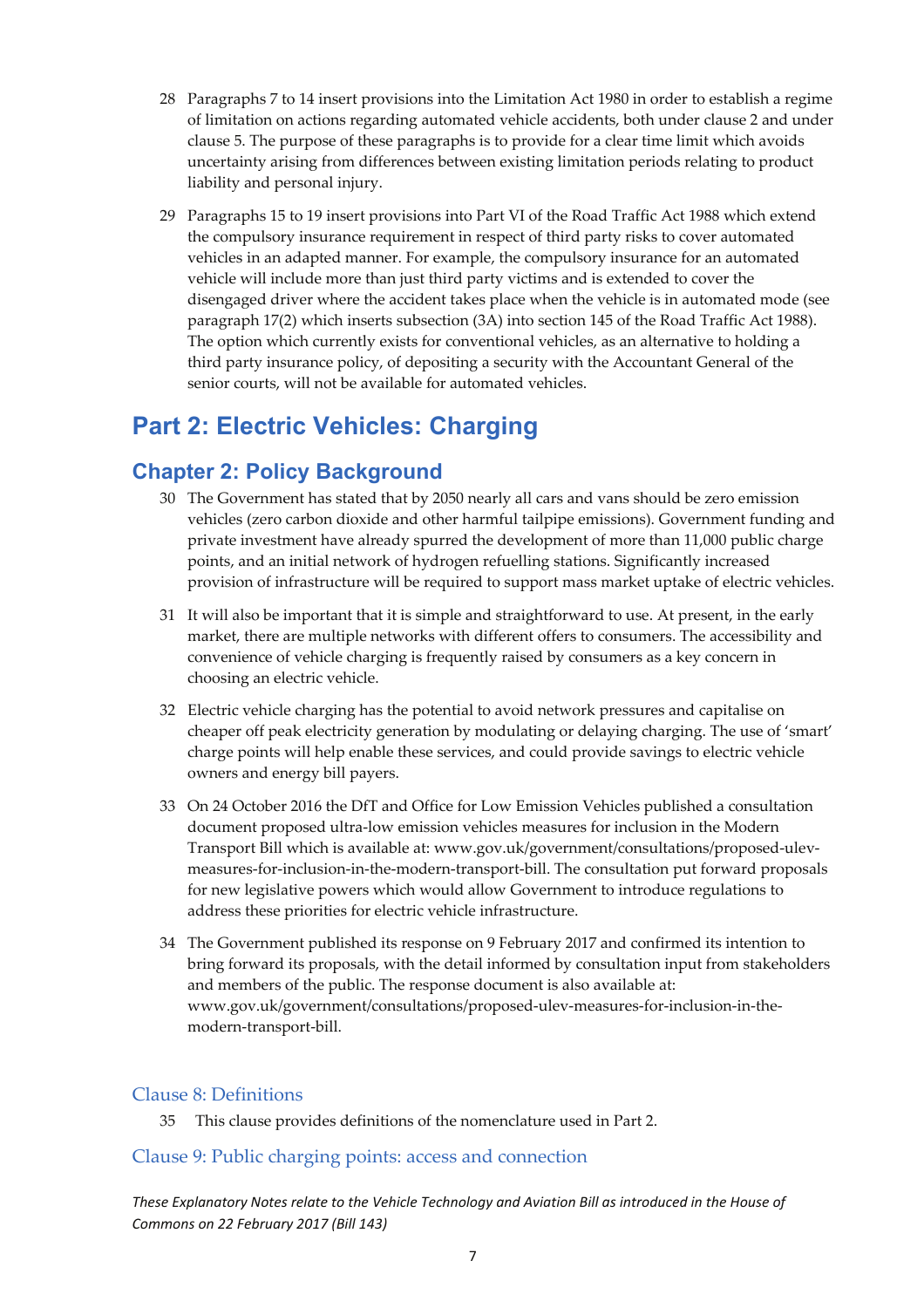28 Paragraphs 7 to 14 insert provisions into the Limitation Act 1980 in order to establish a regime of limitation on actions regarding automated vehicle accidents, both under clause 2 and under clause 5. The purpose of these paragraphs is to provide for a clear time limit which avoids uncertainty arising from differences between existing limitation periods relating to product liability and personal injury.

29 Paragraphs 15 to 19 insert provisions into Part VI of the Road Traffic Act 1988 which extend the compulsory insurance requirement in respect of third party risks to cover automated vehicles in an adapted manner. For example, the compulsory insurance for an automated vehicle will include more than just third party victims and is extended to cover the disengaged driver where the accident takes place when the vehicle is in automated mode (see paragraph 17(2) which inserts subsection (3A) into section 145 of the Road Traffic Act 1988). The option which currently exists for conventional vehicles, as an alternative to holding a third party insurance policy, of depositing a security with the Accountant General of the senior courts, will not be available for automated vehicles.

# Part 2: Electric Vehicles: Charging

## Chapter 2: Policy Background

30 The Government has stated that by 2050 nearly all cars and vans should be zero emission vehicles (zero carbon dioxide and other harmful tailpipe emissions). Government funding and private investment have already spurred the development of more than 11,000 public charge points, and an initial network of hydrogen refuelling stations. Significantly increased provision of infrastructure will be required to support mass market uptake of electric vehicles.

31 It will also be important that it is simple and straightforward to use. At present, in the early market, there are multiple networks with different offers to consumers. The accessibility and convenience of vehicle charging is frequently raised by consumers as a key concern in choosing an electric vehicle.

32 Electric vehicle charging has the potential to avoid network pressures and capitalise on cheaper off peak electricity generation by modulating or delaying charging. The use of 'smart' charge points will help enable these services, and could provide savings to electric vehicle owners and energy bill payers.

33 On 24 October 2016 the DfT and Office for Low Emission Vehicles published a consultation document proposed ultra-low emission vehicles measures for inclusion in the Modern Transport Bill which is available at: www.gov.uk/government/consultations/proposed-ulev-measures-for-inclusion-in-the-modern-transport-bill. The consultation put forward proposals for new legislative powers which would allow Government to introduce regulations to address these priorities for electric vehicle infrastructure.

34 The Government published its response on 9 February 2017 and confirmed its intention to bring forward its proposals, with the detail informed by consultation input from stakeholders and members of the public. The response document is also available at: www.gov.uk/government/consultations/proposed-ulev-measures-for-inclusion-in-the-modern-transport-bill.

### Clause 8: Definitions

35 This clause provides definitions of the nomenclature used in Part 2.

### Clause 9: Public charging points: access and connection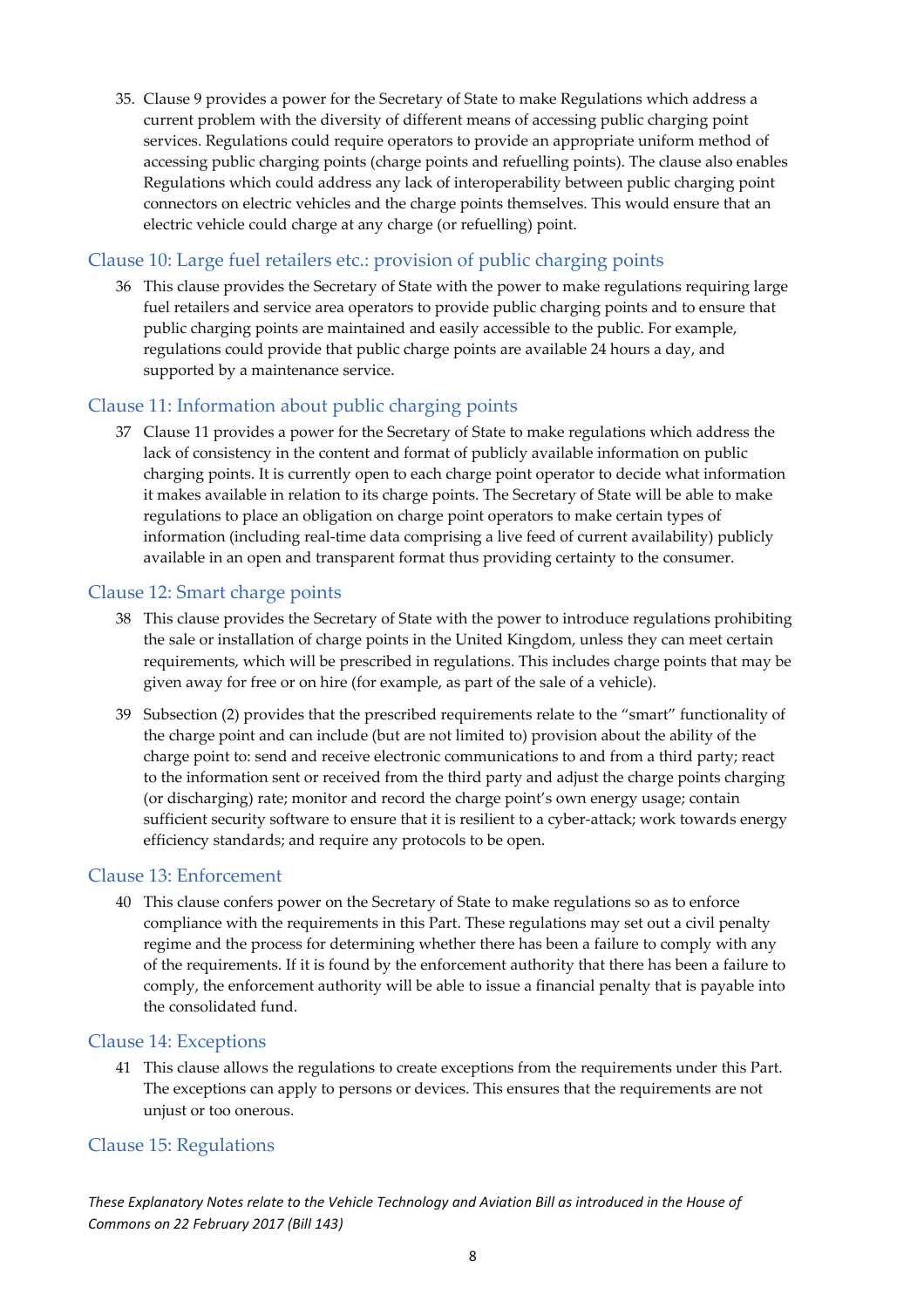35. Clause 9 provides a power for the Secretary of State to make Regulations which address a current problem with the diversity of different means of accessing public charging point services. Regulations could require operators to provide an appropriate uniform method of accessing public charging points (charge points and refuelling points). The clause also enables Regulations which could address any lack of interoperability between public charging point connectors on electric vehicles and the charge points themselves. This would ensure that an electric vehicle could charge at any charge (or refuelling) point.

## Clause 10: Large fuel retailers etc.: provision of public charging points

36 This clause provides the Secretary of State with the power to make regulations requiring large fuel retailers and service area operators to provide public charging points and to ensure that public charging points are maintained and easily accessible to the public. For example, regulations could provide that public charge points are available 24 hours a day, and supported by a maintenance service.

## Clause 11: Information about public charging points

37 Clause 11 provides a power for the Secretary of State to make regulations which address the lack of consistency in the content and format of publicly available information on public charging points. It is currently open to each charge point operator to decide what information it makes available in relation to its charge points. The Secretary of State will be able to make regulations to place an obligation on charge point operators to make certain types of information (including real-time data comprising a live feed of current availability) publicly available in an open and transparent format thus providing certainty to the consumer.

## Clause 12: Smart charge points

38 This clause provides the Secretary of State with the power to introduce regulations prohibiting the sale or installation of charge points in the United Kingdom, unless they can meet certain requirements, which will be prescribed in regulations. This includes charge points that may be given away for free or on hire (for example, as part of the sale of a vehicle).

39 Subsection (2) provides that the prescribed requirements relate to the "smart" functionality of the charge point and can include (but are not limited to) provision about the ability of the charge point to: send and receive electronic communications to and from a third party; react to the information sent or received from the third party and adjust the charge points charging (or discharging) rate; monitor and record the charge point's own energy usage; contain sufficient security software to ensure that it is resilient to a cyber-attack; work towards energy efficiency standards; and require any protocols to be open.

## Clause 13: Enforcement

40 This clause confers power on the Secretary of State to make regulations so as to enforce compliance with the requirements in this Part. These regulations may set out a civil penalty regime and the process for determining whether there has been a failure to comply with any of the requirements. If it is found by the enforcement authority that there has been a failure to comply, the enforcement authority will be able to issue a financial penalty that is payable into the consolidated fund.

## Clause 14: Exceptions

41 This clause allows the regulations to create exceptions from the requirements under this Part. The exceptions can apply to persons or devices. This ensures that the requirements are not unjust or too onerous.

## Clause 15: Regulations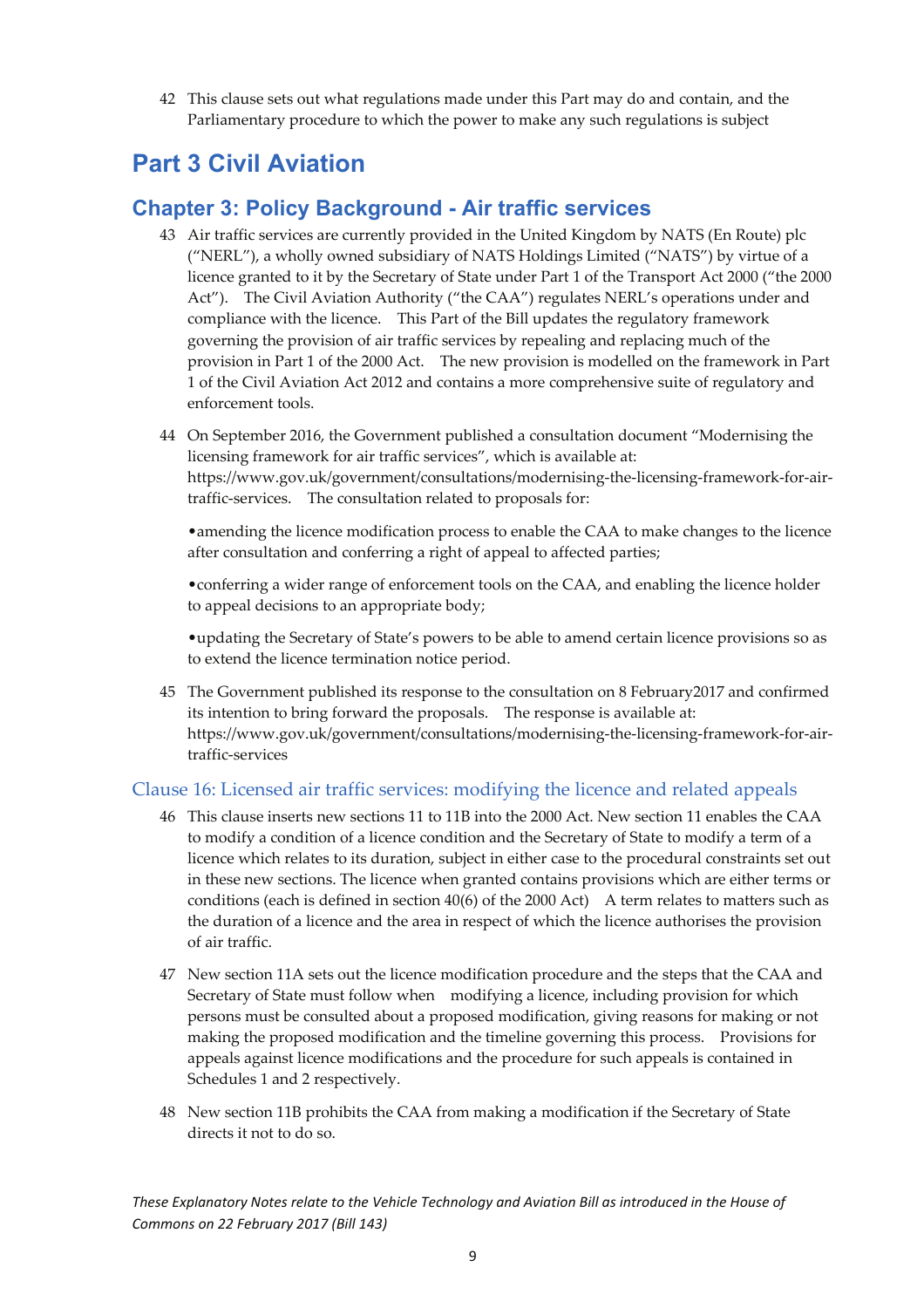42 This clause sets out what regulations made under this Part may do and contain, and the Parliamentary procedure to which the power to make any such regulations is subject

# Part 3 Civil Aviation

## Chapter 3: Policy Background - Air traffic services

43 Air traffic services are currently provided in the United Kingdom by NATS (En Route) plc ("NERL"), a wholly owned subsidiary of NATS Holdings Limited ("NATS") by virtue of a licence granted to it by the Secretary of State under Part 1 of the Transport Act 2000 ("the 2000 Act"). The Civil Aviation Authority ("the CAA") regulates NERL's operations under and compliance with the licence. This Part of the Bill updates the regulatory framework governing the provision of air traffic services by repealing and replacing much of the provision in Part 1 of the 2000 Act. The new provision is modelled on the framework in Part 1 of the Civil Aviation Act 2012 and contains a more comprehensive suite of regulatory and enforcement tools.

44 On September 2016, the Government published a consultation document "Modernising the licensing framework for air traffic services", which is available at: https://www.gov.uk/government/consultations/modernising-the-licensing-framework-for-air-traffic-services. The consultation related to proposals for:

- amending the licence modification process to enable the CAA to make changes to the licence after consultation and conferring a right of appeal to affected parties;
- conferring a wider range of enforcement tools on the CAA, and enabling the licence holder to appeal decisions to an appropriate body;
- updating the Secretary of State's powers to be able to amend certain licence provisions so as to extend the licence termination notice period.

45 The Government published its response to the consultation on 8 February2017 and confirmed its intention to bring forward the proposals. The response is available at: https://www.gov.uk/government/consultations/modernising-the-licensing-framework-for-air-traffic-services

### Clause 16: Licensed air traffic services: modifying the licence and related appeals

46 This clause inserts new sections 11 to 11B into the 2000 Act. New section 11 enables the CAA to modify a condition of a licence condition and the Secretary of State to modify a term of a licence which relates to its duration, subject in either case to the procedural constraints set out in these new sections. The licence when granted contains provisions which are either terms or conditions (each is defined in section 40(6) of the 2000 Act) A term relates to matters such as the duration of a licence and the area in respect of which the licence authorises the provision of air traffic.

47 New section 11A sets out the licence modification procedure and the steps that the CAA and Secretary of State must follow when modifying a licence, including provision for which persons must be consulted about a proposed modification, giving reasons for making or not making the proposed modification and the timeline governing this process. Provisions for appeals against licence modifications and the procedure for such appeals is contained in Schedules 1 and 2 respectively.

48 New section 11B prohibits the CAA from making a modification if the Secretary of State directs it not to do so.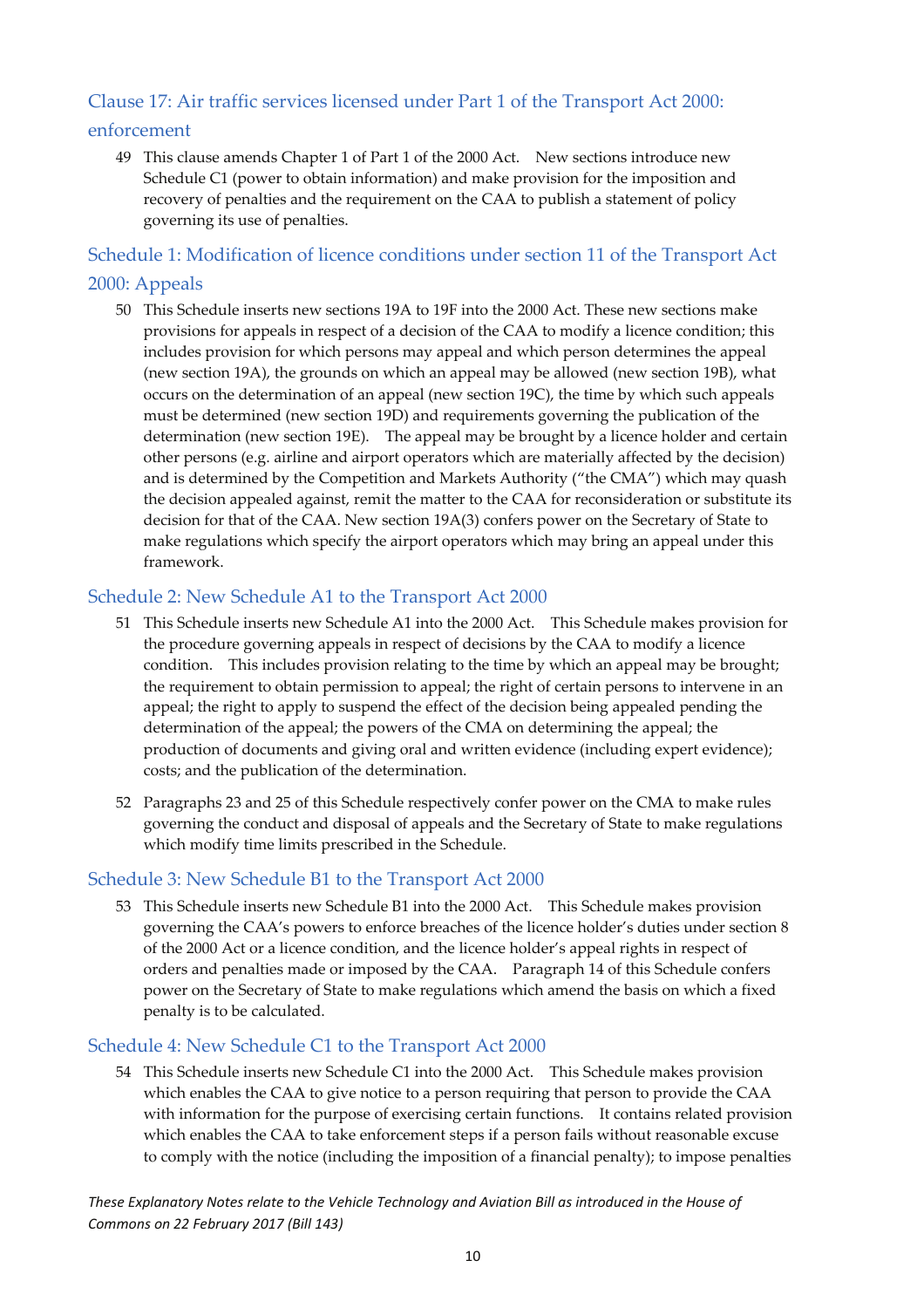## Clause 17: Air traffic services licensed under Part 1 of the Transport Act 2000: enforcement

49 This clause amends Chapter 1 of Part 1 of the 2000 Act. New sections introduce new Schedule C1 (power to obtain information) and make provision for the imposition and recovery of penalties and the requirement on the CAA to publish a statement of policy governing its use of penalties.

## Schedule 1: Modification of licence conditions under section 11 of the Transport Act 2000: Appeals

50 This Schedule inserts new sections 19A to 19F into the 2000 Act. These new sections make provisions for appeals in respect of a decision of the CAA to modify a licence condition; this includes provision for which persons may appeal and which person determines the appeal (new section 19A), the grounds on which an appeal may be allowed (new section 19B), what occurs on the determination of an appeal (new section 19C), the time by which such appeals must be determined (new section 19D) and requirements governing the publication of the determination (new section 19E). The appeal may be brought by a licence holder and certain other persons (e.g. airline and airport operators which are materially affected by the decision) and is determined by the Competition and Markets Authority ("the CMA") which may quash the decision appealed against, remit the matter to the CAA for reconsideration or substitute its decision for that of the CAA. New section 19A(3) confers power on the Secretary of State to make regulations which specify the airport operators which may bring an appeal under this framework.

## Schedule 2: New Schedule A1 to the Transport Act 2000

51 This Schedule inserts new Schedule A1 into the 2000 Act. This Schedule makes provision for the procedure governing appeals in respect of decisions by the CAA to modify a licence condition. This includes provision relating to the time by which an appeal may be brought; the requirement to obtain permission to appeal; the right of certain persons to intervene in an appeal; the right to apply to suspend the effect of the decision being appealed pending the determination of the appeal; the powers of the CMA on determining the appeal; the production of documents and giving oral and written evidence (including expert evidence); costs; and the publication of the determination.

52 Paragraphs 23 and 25 of this Schedule respectively confer power on the CMA to make rules governing the conduct and disposal of appeals and the Secretary of State to make regulations which modify time limits prescribed in the Schedule.

## Schedule 3: New Schedule B1 to the Transport Act 2000

53 This Schedule inserts new Schedule B1 into the 2000 Act. This Schedule makes provision governing the CAA's powers to enforce breaches of the licence holder's duties under section 8 of the 2000 Act or a licence condition, and the licence holder's appeal rights in respect of orders and penalties made or imposed by the CAA. Paragraph 14 of this Schedule confers power on the Secretary of State to make regulations which amend the basis on which a fixed penalty is to be calculated.

## Schedule 4: New Schedule C1 to the Transport Act 2000

54 This Schedule inserts new Schedule C1 into the 2000 Act. This Schedule makes provision which enables the CAA to give notice to a person requiring that person to provide the CAA with information for the purpose of exercising certain functions. It contains related provision which enables the CAA to take enforcement steps if a person fails without reasonable excuse to comply with the notice (including the imposition of a financial penalty); to impose penalties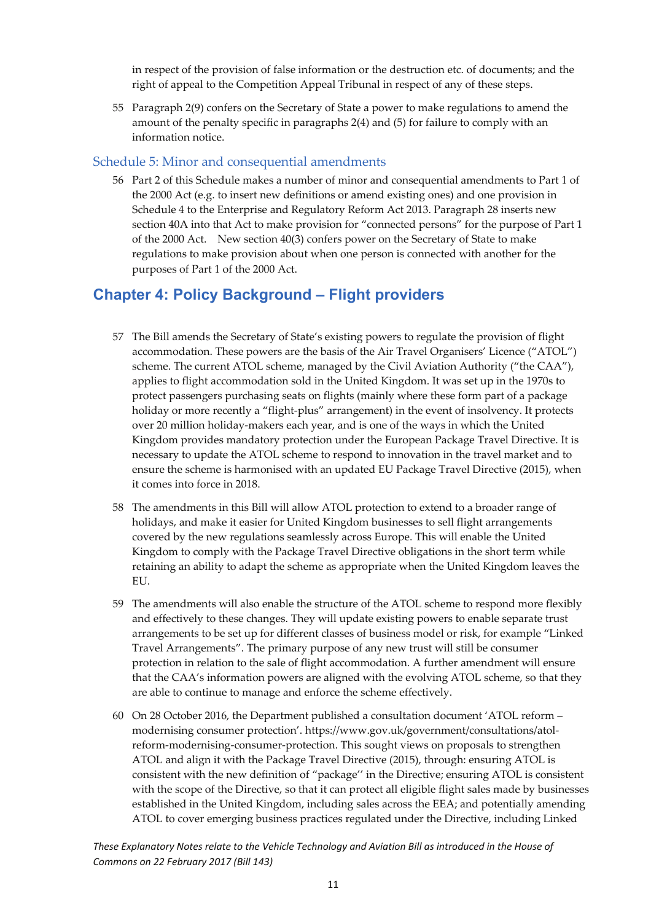in respect of the provision of false information or the destruction etc. of documents; and the right of appeal to the Competition Appeal Tribunal in respect of any of these steps.

55 Paragraph 2(9) confers on the Secretary of State a power to make regulations to amend the amount of the penalty specific in paragraphs 2(4) and (5) for failure to comply with an information notice.

### Schedule 5: Minor and consequential amendments

56 Part 2 of this Schedule makes a number of minor and consequential amendments to Part 1 of the 2000 Act (e.g. to insert new definitions or amend existing ones) and one provision in Schedule 4 to the Enterprise and Regulatory Reform Act 2013. Paragraph 28 inserts new section 40A into that Act to make provision for "connected persons" for the purpose of Part 1 of the 2000 Act. New section 40(3) confers power on the Secretary of State to make regulations to make provision about when one person is connected with another for the purposes of Part 1 of the 2000 Act.

## Chapter 4: Policy Background – Flight providers

57 The Bill amends the Secretary of State's existing powers to regulate the provision of flight accommodation. These powers are the basis of the Air Travel Organisers' Licence ("ATOL") scheme. The current ATOL scheme, managed by the Civil Aviation Authority ("the CAA"), applies to flight accommodation sold in the United Kingdom. It was set up in the 1970s to protect passengers purchasing seats on flights (mainly where these form part of a package holiday or more recently a "flight-plus" arrangement) in the event of insolvency. It protects over 20 million holiday-makers each year, and is one of the ways in which the United Kingdom provides mandatory protection under the European Package Travel Directive. It is necessary to update the ATOL scheme to respond to innovation in the travel market and to ensure the scheme is harmonised with an updated EU Package Travel Directive (2015), when it comes into force in 2018.

58 The amendments in this Bill will allow ATOL protection to extend to a broader range of holidays, and make it easier for United Kingdom businesses to sell flight arrangements covered by the new regulations seamlessly across Europe. This will enable the United Kingdom to comply with the Package Travel Directive obligations in the short term while retaining an ability to adapt the scheme as appropriate when the United Kingdom leaves the EU.

59 The amendments will also enable the structure of the ATOL scheme to respond more flexibly and effectively to these changes. They will update existing powers to enable separate trust arrangements to be set up for different classes of business model or risk, for example "Linked Travel Arrangements". The primary purpose of any new trust will still be consumer protection in relation to the sale of flight accommodation. A further amendment will ensure that the CAA's information powers are aligned with the evolving ATOL scheme, so that they are able to continue to manage and enforce the scheme effectively.

60 On 28 October 2016, the Department published a consultation document 'ATOL reform – modernising consumer protection'. https://www.gov.uk/government/consultations/atol-reform-modernising-consumer-protection. This sought views on proposals to strengthen ATOL and align it with the Package Travel Directive (2015), through: ensuring ATOL is consistent with the new definition of "package" in the Directive; ensuring ATOL is consistent with the scope of the Directive, so that it can protect all eligible flight sales made by businesses established in the United Kingdom, including sales across the EEA; and potentially amending ATOL to cover emerging business practices regulated under the Directive, including Linked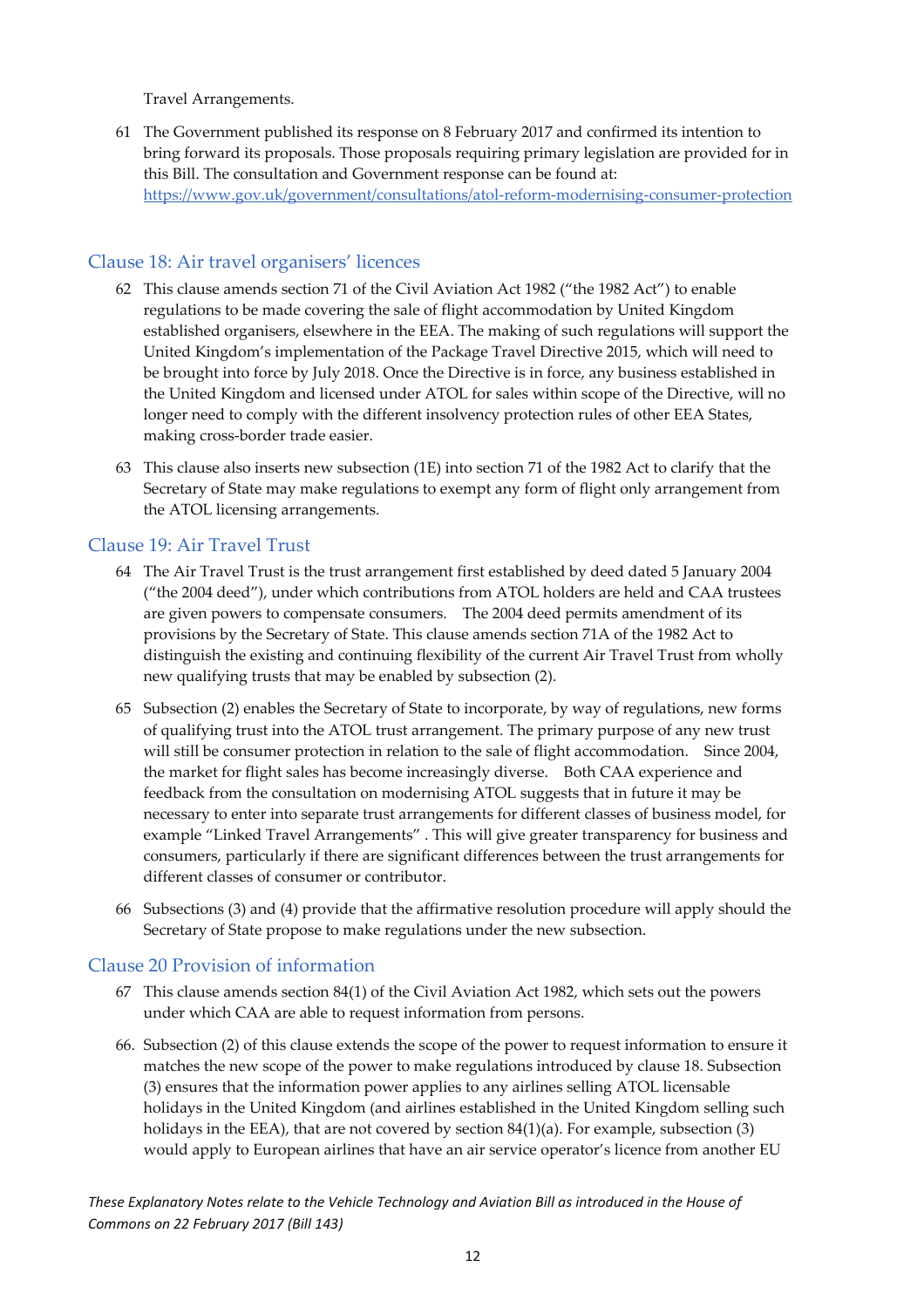Travel Arrangements.

61 The Government published its response on 8 February 2017 and confirmed its intention to bring forward its proposals. Those proposals requiring primary legislation are provided for in this Bill. The consultation and Government response can be found at: https://www.gov.uk/government/consultations/atol-reform-modernising-consumer-protection

## Clause 18: Air travel organisers' licences

62 This clause amends section 71 of the Civil Aviation Act 1982 ("the 1982 Act") to enable regulations to be made covering the sale of flight accommodation by United Kingdom established organisers, elsewhere in the EEA. The making of such regulations will support the United Kingdom's implementation of the Package Travel Directive 2015, which will need to be brought into force by July 2018. Once the Directive is in force, any business established in the United Kingdom and licensed under ATOL for sales within scope of the Directive, will no longer need to comply with the different insolvency protection rules of other EEA States, making cross-border trade easier.

63 This clause also inserts new subsection (1E) into section 71 of the 1982 Act to clarify that the Secretary of State may make regulations to exempt any form of flight only arrangement from the ATOL licensing arrangements.

## Clause 19: Air Travel Trust

64 The Air Travel Trust is the trust arrangement first established by deed dated 5 January 2004 ("the 2004 deed"), under which contributions from ATOL holders are held and CAA trustees are given powers to compensate consumers. The 2004 deed permits amendment of its provisions by the Secretary of State. This clause amends section 71A of the 1982 Act to distinguish the existing and continuing flexibility of the current Air Travel Trust from wholly new qualifying trusts that may be enabled by subsection (2).

65 Subsection (2) enables the Secretary of State to incorporate, by way of regulations, new forms of qualifying trust into the ATOL trust arrangement. The primary purpose of any new trust will still be consumer protection in relation to the sale of flight accommodation. Since 2004, the market for flight sales has become increasingly diverse. Both CAA experience and feedback from the consultation on modernising ATOL suggests that in future it may be necessary to enter into separate trust arrangements for different classes of business model, for example "Linked Travel Arrangements" . This will give greater transparency for business and consumers, particularly if there are significant differences between the trust arrangements for different classes of consumer or contributor.

66 Subsections (3) and (4) provide that the affirmative resolution procedure will apply should the Secretary of State propose to make regulations under the new subsection.

## Clause 20 Provision of information

67 This clause amends section 84(1) of the Civil Aviation Act 1982, which sets out the powers under which CAA are able to request information from persons.

66. Subsection (2) of this clause extends the scope of the power to request information to ensure it matches the new scope of the power to make regulations introduced by clause 18. Subsection (3) ensures that the information power applies to any airlines selling ATOL licensable holidays in the United Kingdom (and airlines established in the United Kingdom selling such holidays in the EEA), that are not covered by section 84(1)(a). For example, subsection (3) would apply to European airlines that have an air service operator's licence from another EU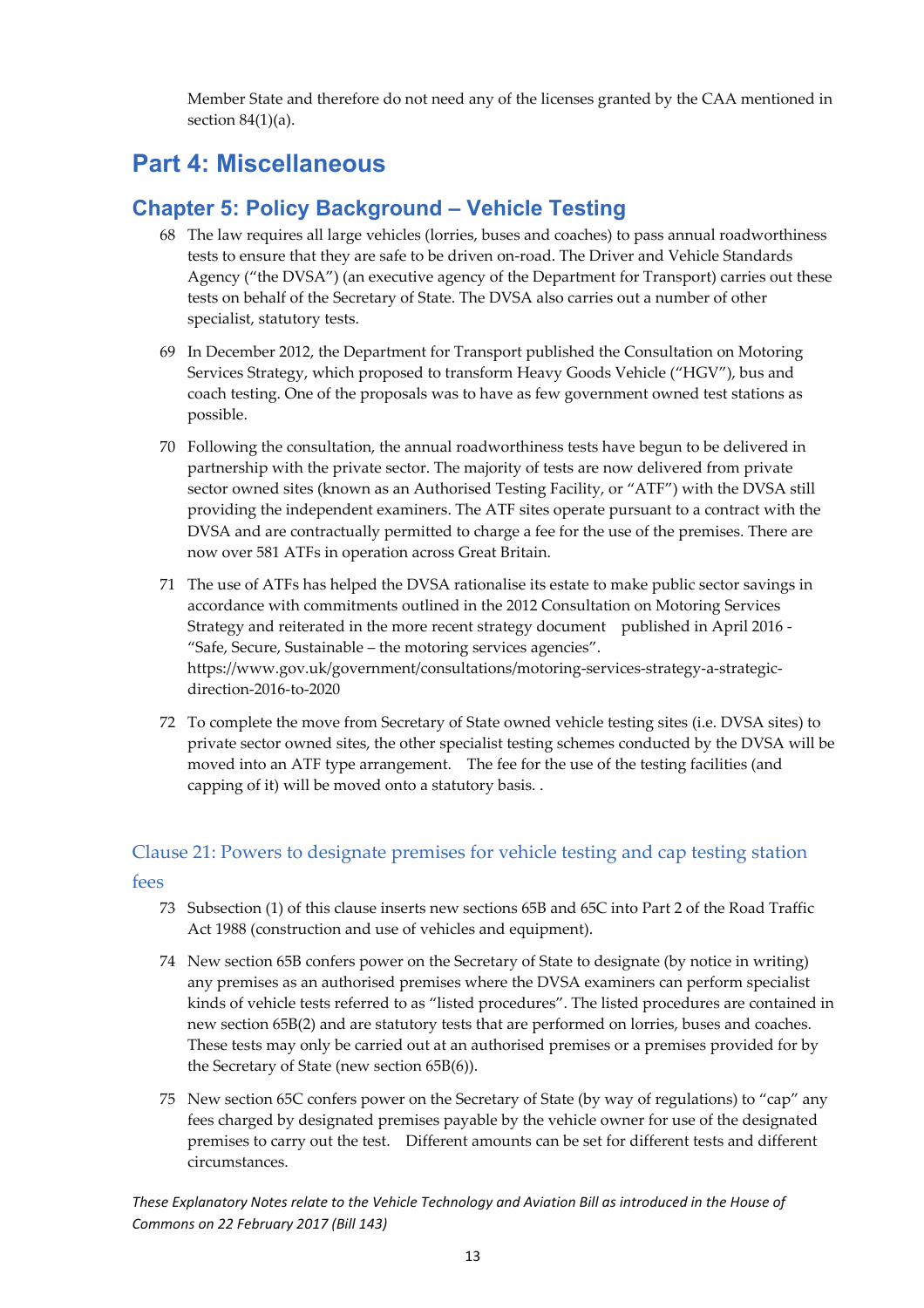Member State and therefore do not need any of the licenses granted by the CAA mentioned in section 84(1)(a).

# Part 4: Miscellaneous

## Chapter 5: Policy Background – Vehicle Testing

68 The law requires all large vehicles (lorries, buses and coaches) to pass annual roadworthiness tests to ensure that they are safe to be driven on-road. The Driver and Vehicle Standards Agency ("the DVSA") (an executive agency of the Department for Transport) carries out these tests on behalf of the Secretary of State. The DVSA also carries out a number of other specialist, statutory tests.

69 In December 2012, the Department for Transport published the Consultation on Motoring Services Strategy, which proposed to transform Heavy Goods Vehicle ("HGV"), bus and coach testing. One of the proposals was to have as few government owned test stations as possible.

70 Following the consultation, the annual roadworthiness tests have begun to be delivered in partnership with the private sector. The majority of tests are now delivered from private sector owned sites (known as an Authorised Testing Facility, or "ATF") with the DVSA still providing the independent examiners. The ATF sites operate pursuant to a contract with the DVSA and are contractually permitted to charge a fee for the use of the premises. There are now over 581 ATFs in operation across Great Britain.

71 The use of ATFs has helped the DVSA rationalise its estate to make public sector savings in accordance with commitments outlined in the 2012 Consultation on Motoring Services Strategy and reiterated in the more recent strategy document published in April 2016 - "Safe, Secure, Sustainable – the motoring services agencies". https://www.gov.uk/government/consultations/motoring-services-strategy-a-strategic-direction-2016-to-2020

72 To complete the move from Secretary of State owned vehicle testing sites (i.e. DVSA sites) to private sector owned sites, the other specialist testing schemes conducted by the DVSA will be moved into an ATF type arrangement. The fee for the use of the testing facilities (and capping of it) will be moved onto a statutory basis. .

### Clause 21: Powers to designate premises for vehicle testing and cap testing station fees

73 Subsection (1) of this clause inserts new sections 65B and 65C into Part 2 of the Road Traffic Act 1988 (construction and use of vehicles and equipment).

74 New section 65B confers power on the Secretary of State to designate (by notice in writing) any premises as an authorised premises where the DVSA examiners can perform specialist kinds of vehicle tests referred to as "listed procedures". The listed procedures are contained in new section 65B(2) and are statutory tests that are performed on lorries, buses and coaches. These tests may only be carried out at an authorised premises or a premises provided for by the Secretary of State (new section 65B(6)).

75 New section 65C confers power on the Secretary of State (by way of regulations) to "cap" any fees charged by designated premises payable by the vehicle owner for use of the designated premises to carry out the test. Different amounts can be set for different tests and different circumstances.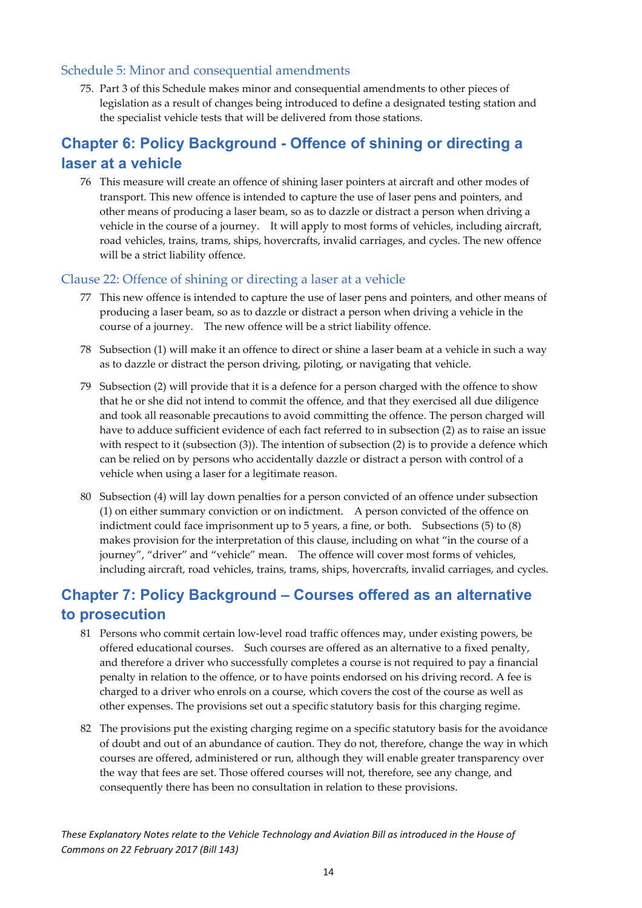### Schedule 5: Minor and consequential amendments

75. Part 3 of this Schedule makes minor and consequential amendments to other pieces of legislation as a result of changes being introduced to define a designated testing station and the specialist vehicle tests that will be delivered from those stations.

## Chapter 6: Policy Background - Offence of shining or directing a laser at a vehicle

76 This measure will create an offence of shining laser pointers at aircraft and other modes of transport. This new offence is intended to capture the use of laser pens and pointers, and other means of producing a laser beam, so as to dazzle or distract a person when driving a vehicle in the course of a journey. It will apply to most forms of vehicles, including aircraft, road vehicles, trains, trams, ships, hovercrafts, invalid carriages, and cycles. The new offence will be a strict liability offence.

### Clause 22: Offence of shining or directing a laser at a vehicle

77 This new offence is intended to capture the use of laser pens and pointers, and other means of producing a laser beam, so as to dazzle or distract a person when driving a vehicle in the course of a journey. The new offence will be a strict liability offence.

78 Subsection (1) will make it an offence to direct or shine a laser beam at a vehicle in such a way as to dazzle or distract the person driving, piloting, or navigating that vehicle.

79 Subsection (2) will provide that it is a defence for a person charged with the offence to show that he or she did not intend to commit the offence, and that they exercised all due diligence and took all reasonable precautions to avoid committing the offence. The person charged will have to adduce sufficient evidence of each fact referred to in subsection (2) as to raise an issue with respect to it (subsection (3)). The intention of subsection (2) is to provide a defence which can be relied on by persons who accidentally dazzle or distract a person with control of a vehicle when using a laser for a legitimate reason.

80 Subsection (4) will lay down penalties for a person convicted of an offence under subsection (1) on either summary conviction or on indictment. A person convicted of the offence on indictment could face imprisonment up to 5 years, a fine, or both. Subsections (5) to (8) makes provision for the interpretation of this clause, including on what "in the course of a journey", "driver" and "vehicle" mean. The offence will cover most forms of vehicles, including aircraft, road vehicles, trains, trams, ships, hovercrafts, invalid carriages, and cycles.

## Chapter 7: Policy Background – Courses offered as an alternative to prosecution

81 Persons who commit certain low-level road traffic offences may, under existing powers, be offered educational courses. Such courses are offered as an alternative to a fixed penalty, and therefore a driver who successfully completes a course is not required to pay a financial penalty in relation to the offence, or to have points endorsed on his driving record. A fee is charged to a driver who enrols on a course, which covers the cost of the course as well as other expenses. The provisions set out a specific statutory basis for this charging regime.

82 The provisions put the existing charging regime on a specific statutory basis for the avoidance of doubt and out of an abundance of caution. They do not, therefore, change the way in which courses are offered, administered or run, although they will enable greater transparency over the way that fees are set. Those offered courses will not, therefore, see any change, and consequently there has been no consultation in relation to these provisions.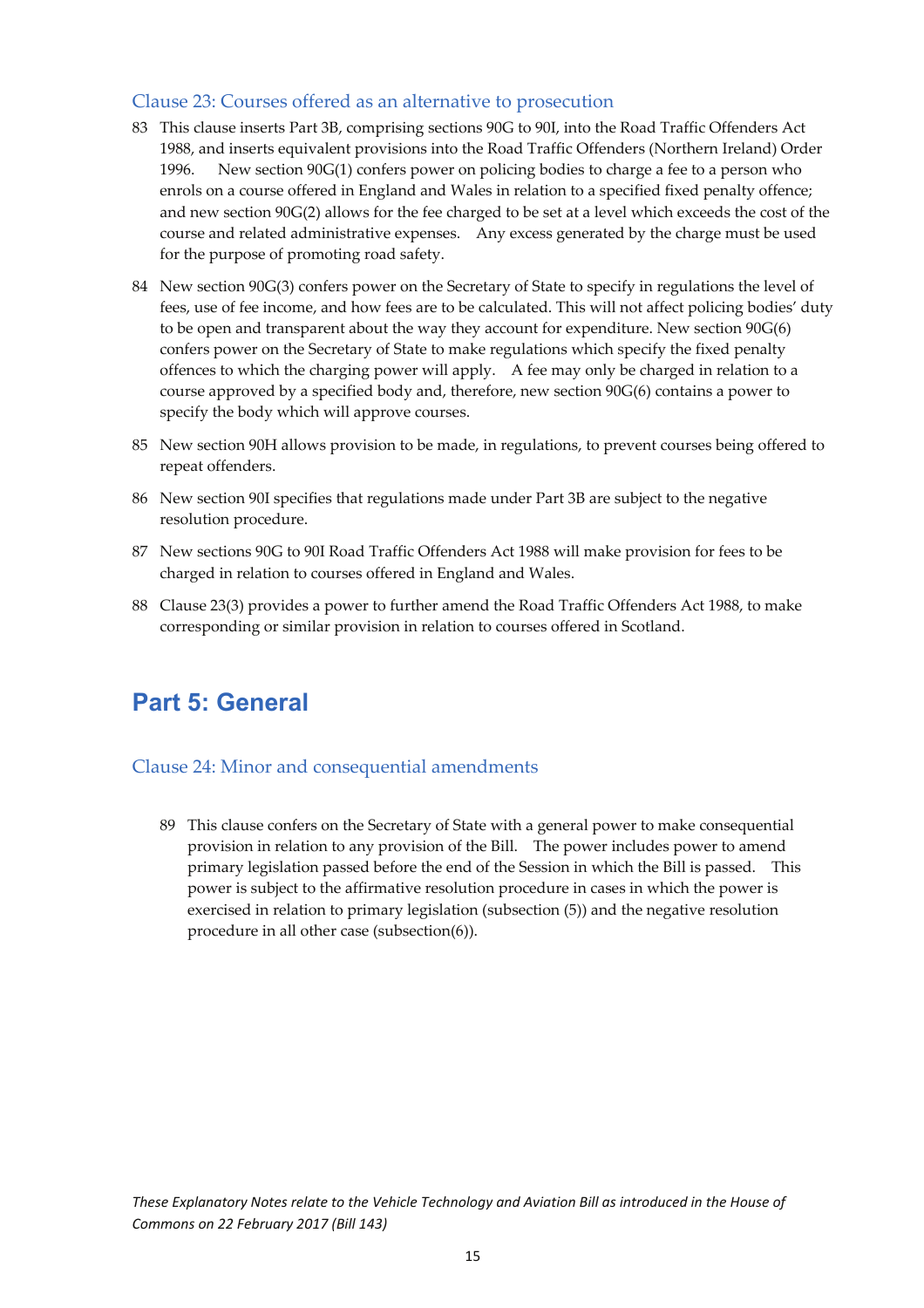### Clause 23: Courses offered as an alternative to prosecution

83 This clause inserts Part 3B, comprising sections 90G to 90I, into the Road Traffic Offenders Act 1988, and inserts equivalent provisions into the Road Traffic Offenders (Northern Ireland) Order 1996. New section 90G(1) confers power on policing bodies to charge a fee to a person who enrols on a course offered in England and Wales in relation to a specified fixed penalty offence; and new section 90G(2) allows for the fee charged to be set at a level which exceeds the cost of the course and related administrative expenses. Any excess generated by the charge must be used for the purpose of promoting road safety.

84 New section 90G(3) confers power on the Secretary of State to specify in regulations the level of fees, use of fee income, and how fees are to be calculated. This will not affect policing bodies' duty to be open and transparent about the way they account for expenditure. New section 90G(6) confers power on the Secretary of State to make regulations which specify the fixed penalty offences to which the charging power will apply. A fee may only be charged in relation to a course approved by a specified body and, therefore, new section 90G(6) contains a power to specify the body which will approve courses.

85 New section 90H allows provision to be made, in regulations, to prevent courses being offered to repeat offenders.

86 New section 90I specifies that regulations made under Part 3B are subject to the negative resolution procedure.

87 New sections 90G to 90I Road Traffic Offenders Act 1988 will make provision for fees to be charged in relation to courses offered in England and Wales.

88 Clause 23(3) provides a power to further amend the Road Traffic Offenders Act 1988, to make corresponding or similar provision in relation to courses offered in Scotland.

## Part 5: General

### Clause 24: Minor and consequential amendments

89 This clause confers on the Secretary of State with a general power to make consequential provision in relation to any provision of the Bill. The power includes power to amend primary legislation passed before the end of the Session in which the Bill is passed. This power is subject to the affirmative resolution procedure in cases in which the power is exercised in relation to primary legislation (subsection (5)) and the negative resolution procedure in all other case (subsection(6)).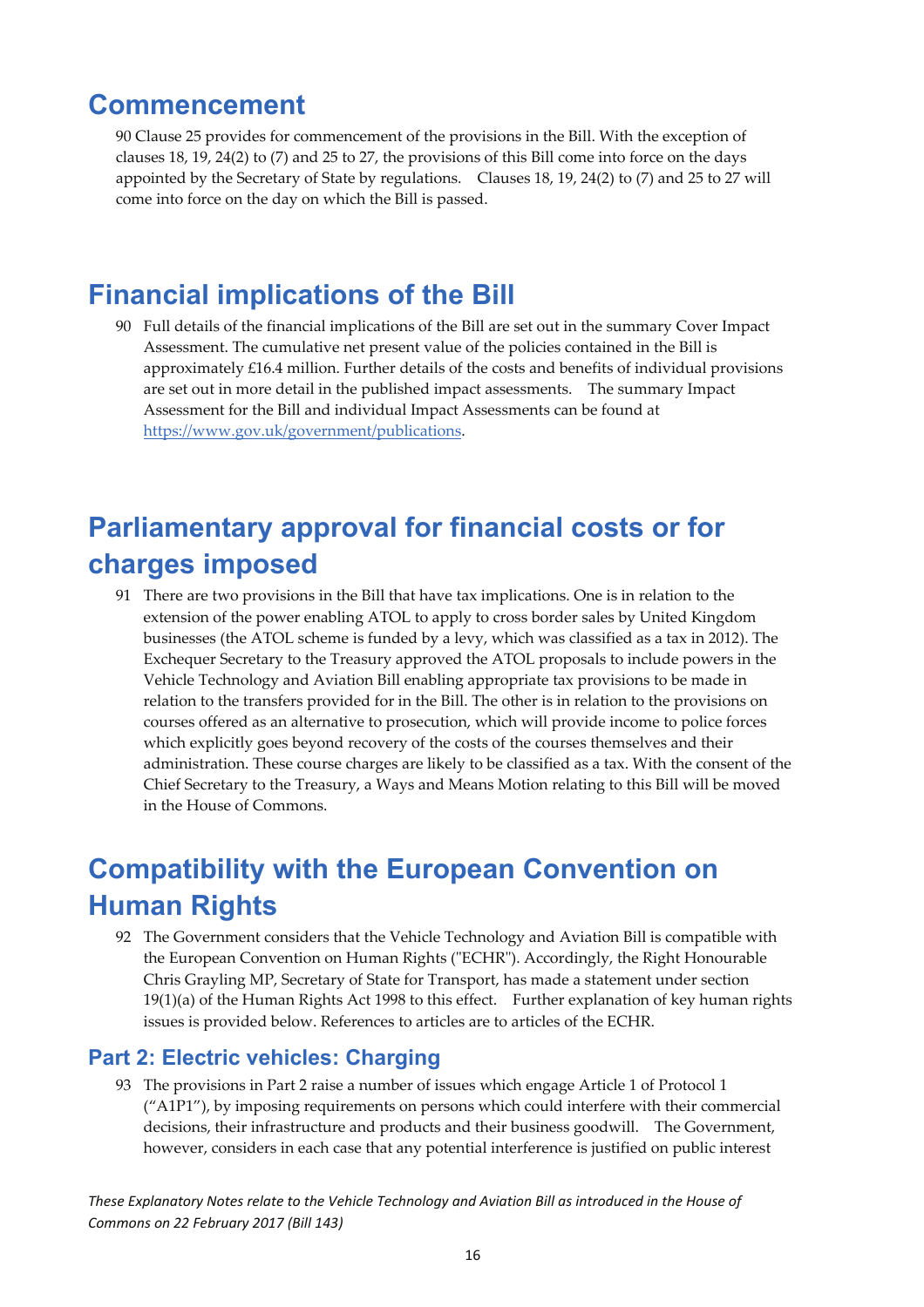# Commencement

90 Clause 25 provides for commencement of the provisions in the Bill. With the exception of clauses 18, 19, 24(2) to (7) and 25 to 27, the provisions of this Bill come into force on the days appointed by the Secretary of State by regulations. Clauses 18, 19, 24(2) to (7) and 25 to 27 will come into force on the day on which the Bill is passed.

# Financial implications of the Bill

90 Full details of the financial implications of the Bill are set out in the summary Cover Impact Assessment. The cumulative net present value of the policies contained in the Bill is approximately £16.4 million. Further details of the costs and benefits of individual provisions are set out in more detail in the published impact assessments. The summary Impact Assessment for the Bill and individual Impact Assessments can be found at https://www.gov.uk/government/publications.

# Parliamentary approval for financial costs or for charges imposed

91 There are two provisions in the Bill that have tax implications. One is in relation to the extension of the power enabling ATOL to apply to cross border sales by United Kingdom businesses (the ATOL scheme is funded by a levy, which was classified as a tax in 2012). The Exchequer Secretary to the Treasury approved the ATOL proposals to include powers in the Vehicle Technology and Aviation Bill enabling appropriate tax provisions to be made in relation to the transfers provided for in the Bill. The other is in relation to the provisions on courses offered as an alternative to prosecution, which will provide income to police forces which explicitly goes beyond recovery of the costs of the courses themselves and their administration. These course charges are likely to be classified as a tax. With the consent of the Chief Secretary to the Treasury, a Ways and Means Motion relating to this Bill will be moved in the House of Commons.

# Compatibility with the European Convention on Human Rights

92 The Government considers that the Vehicle Technology and Aviation Bill is compatible with the European Convention on Human Rights ("ECHR"). Accordingly, the Right Honourable Chris Grayling MP, Secretary of State for Transport, has made a statement under section 19(1)(a) of the Human Rights Act 1998 to this effect. Further explanation of key human rights issues is provided below. References to articles are to articles of the ECHR.

## Part 2: Electric vehicles: Charging

93 The provisions in Part 2 raise a number of issues which engage Article 1 of Protocol 1 ("A1P1"), by imposing requirements on persons which could interfere with their commercial decisions, their infrastructure and products and their business goodwill. The Government, however, considers in each case that any potential interference is justified on public interest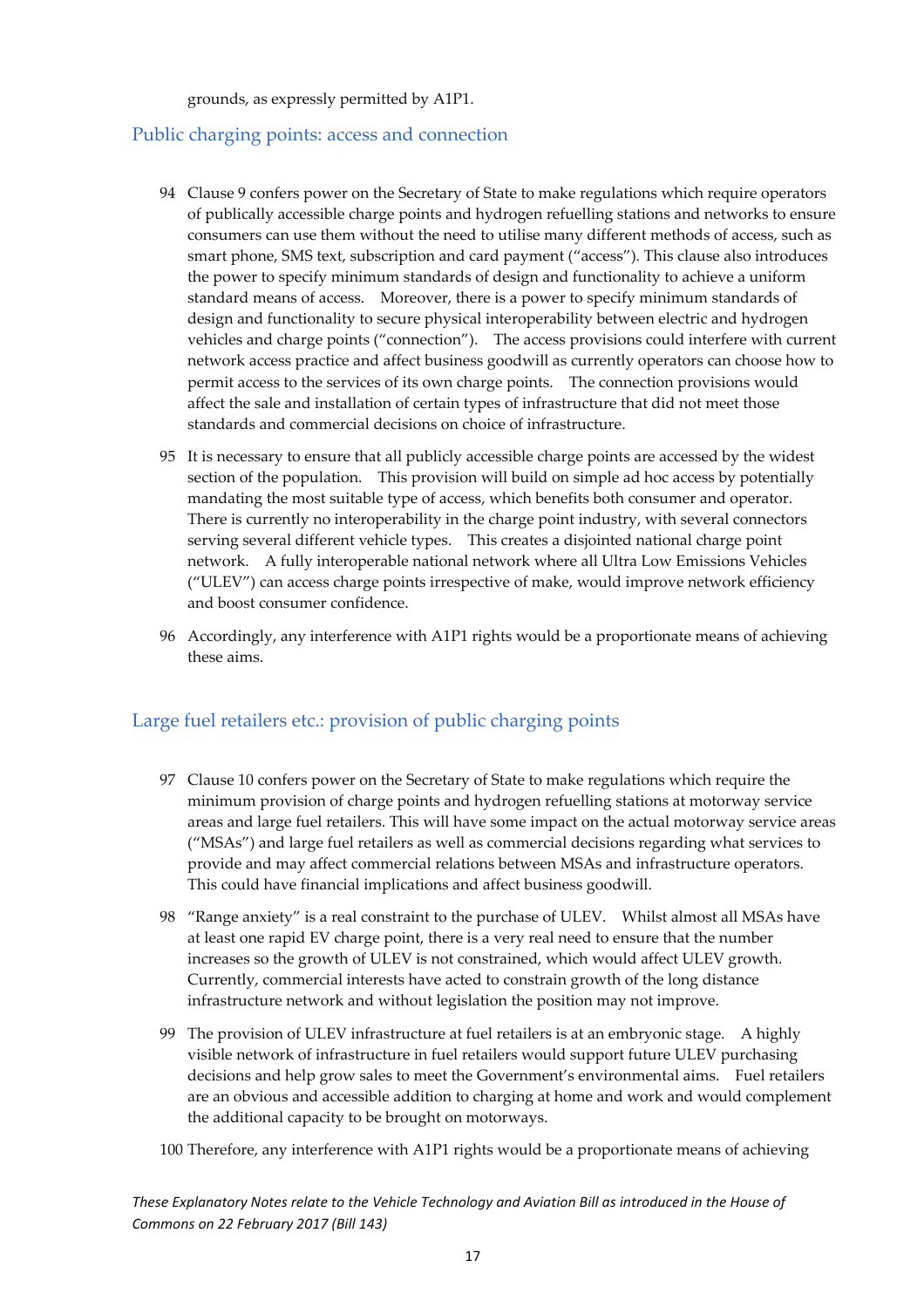grounds, as expressly permitted by A1P1.

## Public charging points: access and connection

94 Clause 9 confers power on the Secretary of State to make regulations which require operators of publically accessible charge points and hydrogen refuelling stations and networks to ensure consumers can use them without the need to utilise many different methods of access, such as smart phone, SMS text, subscription and card payment ("access"). This clause also introduces the power to specify minimum standards of design and functionality to achieve a uniform standard means of access. Moreover, there is a power to specify minimum standards of design and functionality to secure physical interoperability between electric and hydrogen vehicles and charge points ("connection"). The access provisions could interfere with current network access practice and affect business goodwill as currently operators can choose how to permit access to the services of its own charge points. The connection provisions would affect the sale and installation of certain types of infrastructure that did not meet those standards and commercial decisions on choice of infrastructure.

95 It is necessary to ensure that all publicly accessible charge points are accessed by the widest section of the population. This provision will build on simple ad hoc access by potentially mandating the most suitable type of access, which benefits both consumer and operator. There is currently no interoperability in the charge point industry, with several connectors serving several different vehicle types. This creates a disjointed national charge point network. A fully interoperable national network where all Ultra Low Emissions Vehicles ("ULEV") can access charge points irrespective of make, would improve network efficiency and boost consumer confidence.

96 Accordingly, any interference with A1P1 rights would be a proportionate means of achieving these aims.

## Large fuel retailers etc.: provision of public charging points

97 Clause 10 confers power on the Secretary of State to make regulations which require the minimum provision of charge points and hydrogen refuelling stations at motorway service areas and large fuel retailers. This will have some impact on the actual motorway service areas ("MSAs") and large fuel retailers as well as commercial decisions regarding what services to provide and may affect commercial relations between MSAs and infrastructure operators. This could have financial implications and affect business goodwill.

98 "Range anxiety" is a real constraint to the purchase of ULEV. Whilst almost all MSAs have at least one rapid EV charge point, there is a very real need to ensure that the number increases so the growth of ULEV is not constrained, which would affect ULEV growth. Currently, commercial interests have acted to constrain growth of the long distance infrastructure network and without legislation the position may not improve.

99 The provision of ULEV infrastructure at fuel retailers is at an embryonic stage. A highly visible network of infrastructure in fuel retailers would support future ULEV purchasing decisions and help grow sales to meet the Government's environmental aims. Fuel retailers are an obvious and accessible addition to charging at home and work and would complement the additional capacity to be brought on motorways.

100 Therefore, any interference with A1P1 rights would be a proportionate means of achieving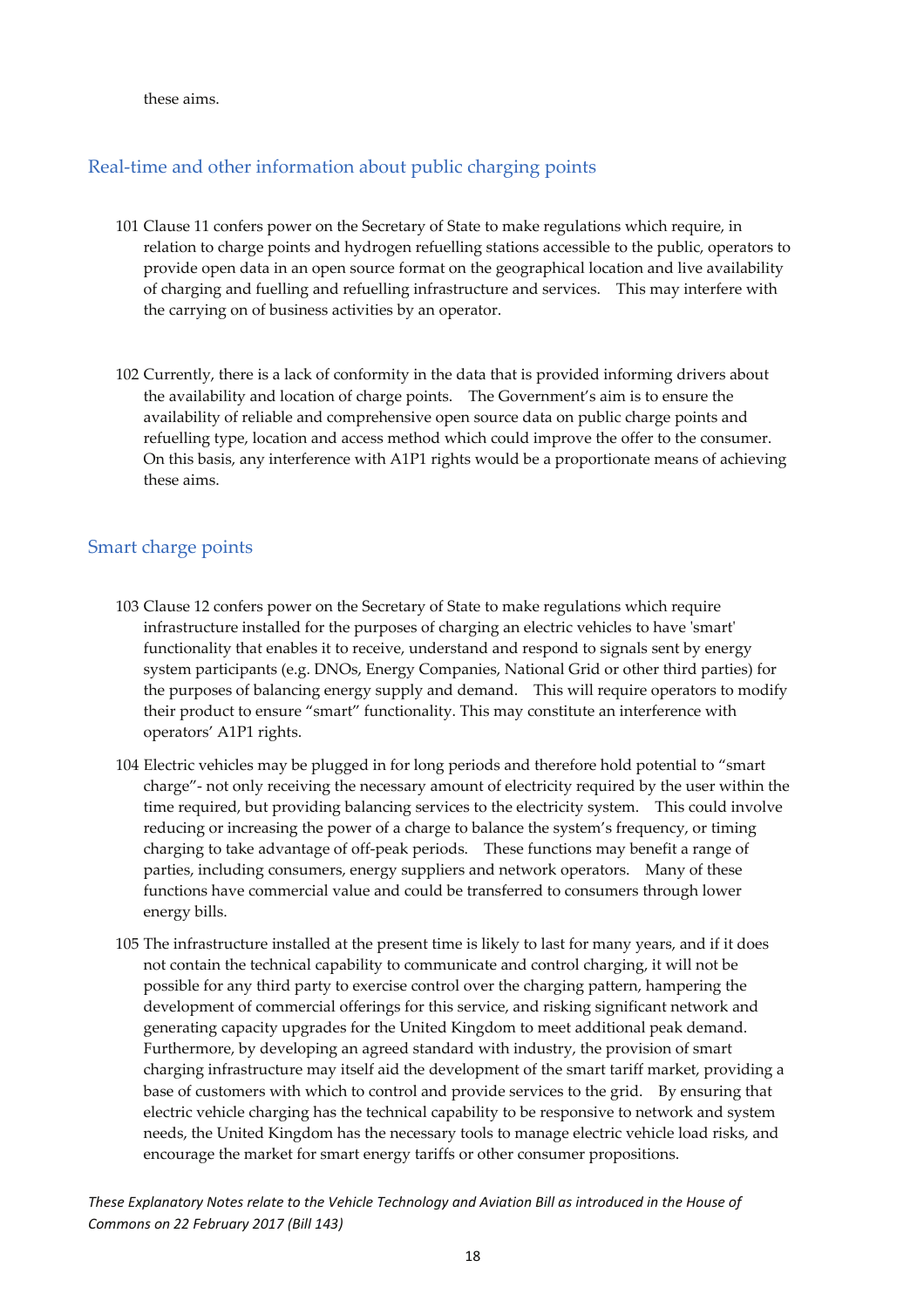these aims.

## Real-time and other information about public charging points

101 Clause 11 confers power on the Secretary of State to make regulations which require, in relation to charge points and hydrogen refuelling stations accessible to the public, operators to provide open data in an open source format on the geographical location and live availability of charging and fuelling and refuelling infrastructure and services. This may interfere with the carrying on of business activities by an operator.

102 Currently, there is a lack of conformity in the data that is provided informing drivers about the availability and location of charge points. The Government's aim is to ensure the availability of reliable and comprehensive open source data on public charge points and refuelling type, location and access method which could improve the offer to the consumer. On this basis, any interference with A1P1 rights would be a proportionate means of achieving these aims.

## Smart charge points

103 Clause 12 confers power on the Secretary of State to make regulations which require infrastructure installed for the purposes of charging an electric vehicles to have 'smart' functionality that enables it to receive, understand and respond to signals sent by energy system participants (e.g. DNOs, Energy Companies, National Grid or other third parties) for the purposes of balancing energy supply and demand. This will require operators to modify their product to ensure "smart" functionality. This may constitute an interference with operators' A1P1 rights.

104 Electric vehicles may be plugged in for long periods and therefore hold potential to "smart charge"- not only receiving the necessary amount of electricity required by the user within the time required, but providing balancing services to the electricity system. This could involve reducing or increasing the power of a charge to balance the system's frequency, or timing charging to take advantage of off-peak periods. These functions may benefit a range of parties, including consumers, energy suppliers and network operators. Many of these functions have commercial value and could be transferred to consumers through lower energy bills.

105 The infrastructure installed at the present time is likely to last for many years, and if it does not contain the technical capability to communicate and control charging, it will not be possible for any third party to exercise control over the charging pattern, hampering the development of commercial offerings for this service, and risking significant network and generating capacity upgrades for the United Kingdom to meet additional peak demand. Furthermore, by developing an agreed standard with industry, the provision of smart charging infrastructure may itself aid the development of the smart tariff market, providing a base of customers with which to control and provide services to the grid. By ensuring that electric vehicle charging has the technical capability to be responsive to network and system needs, the United Kingdom has the necessary tools to manage electric vehicle load risks, and encourage the market for smart energy tariffs or other consumer propositions.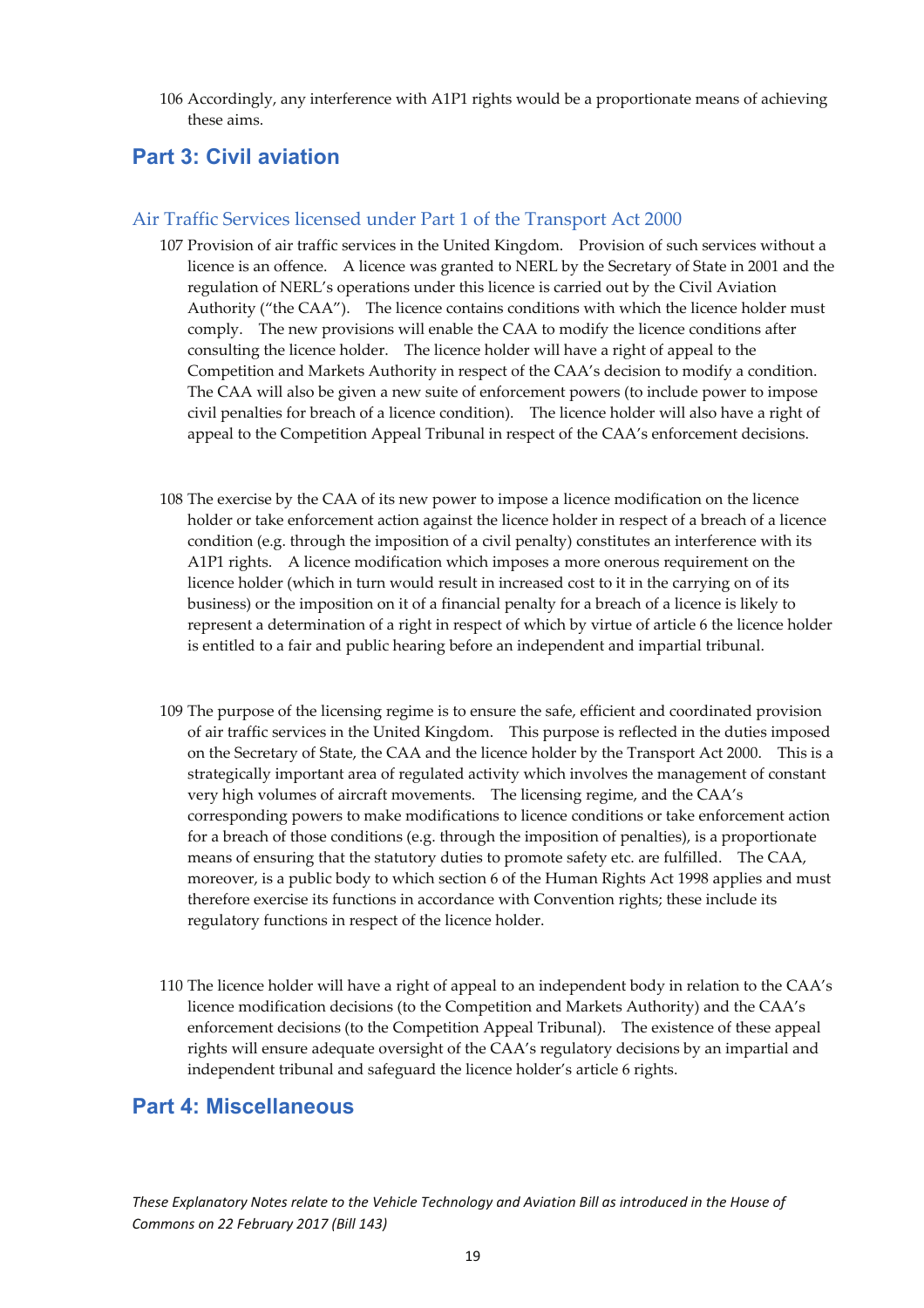106 Accordingly, any interference with A1P1 rights would be a proportionate means of achieving these aims.

## Part 3: Civil aviation

### Air Traffic Services licensed under Part 1 of the Transport Act 2000

107 Provision of air traffic services in the United Kingdom. Provision of such services without a licence is an offence. A licence was granted to NERL by the Secretary of State in 2001 and the regulation of NERL's operations under this licence is carried out by the Civil Aviation Authority ("the CAA"). The licence contains conditions with which the licence holder must comply. The new provisions will enable the CAA to modify the licence conditions after consulting the licence holder. The licence holder will have a right of appeal to the Competition and Markets Authority in respect of the CAA's decision to modify a condition. The CAA will also be given a new suite of enforcement powers (to include power to impose civil penalties for breach of a licence condition). The licence holder will also have a right of appeal to the Competition Appeal Tribunal in respect of the CAA's enforcement decisions.

108 The exercise by the CAA of its new power to impose a licence modification on the licence holder or take enforcement action against the licence holder in respect of a breach of a licence condition (e.g. through the imposition of a civil penalty) constitutes an interference with its A1P1 rights. A licence modification which imposes a more onerous requirement on the licence holder (which in turn would result in increased cost to it in the carrying on of its business) or the imposition on it of a financial penalty for a breach of a licence is likely to represent a determination of a right in respect of which by virtue of article 6 the licence holder is entitled to a fair and public hearing before an independent and impartial tribunal.

109 The purpose of the licensing regime is to ensure the safe, efficient and coordinated provision of air traffic services in the United Kingdom. This purpose is reflected in the duties imposed on the Secretary of State, the CAA and the licence holder by the Transport Act 2000. This is a strategically important area of regulated activity which involves the management of constant very high volumes of aircraft movements. The licensing regime, and the CAA's corresponding powers to make modifications to licence conditions or take enforcement action for a breach of those conditions (e.g. through the imposition of penalties), is a proportionate means of ensuring that the statutory duties to promote safety etc. are fulfilled. The CAA, moreover, is a public body to which section 6 of the Human Rights Act 1998 applies and must therefore exercise its functions in accordance with Convention rights; these include its regulatory functions in respect of the licence holder.

110 The licence holder will have a right of appeal to an independent body in relation to the CAA's licence modification decisions (to the Competition and Markets Authority) and the CAA's enforcement decisions (to the Competition Appeal Tribunal). The existence of these appeal rights will ensure adequate oversight of the CAA's regulatory decisions by an impartial and independent tribunal and safeguard the licence holder's article 6 rights.

## Part 4: Miscellaneous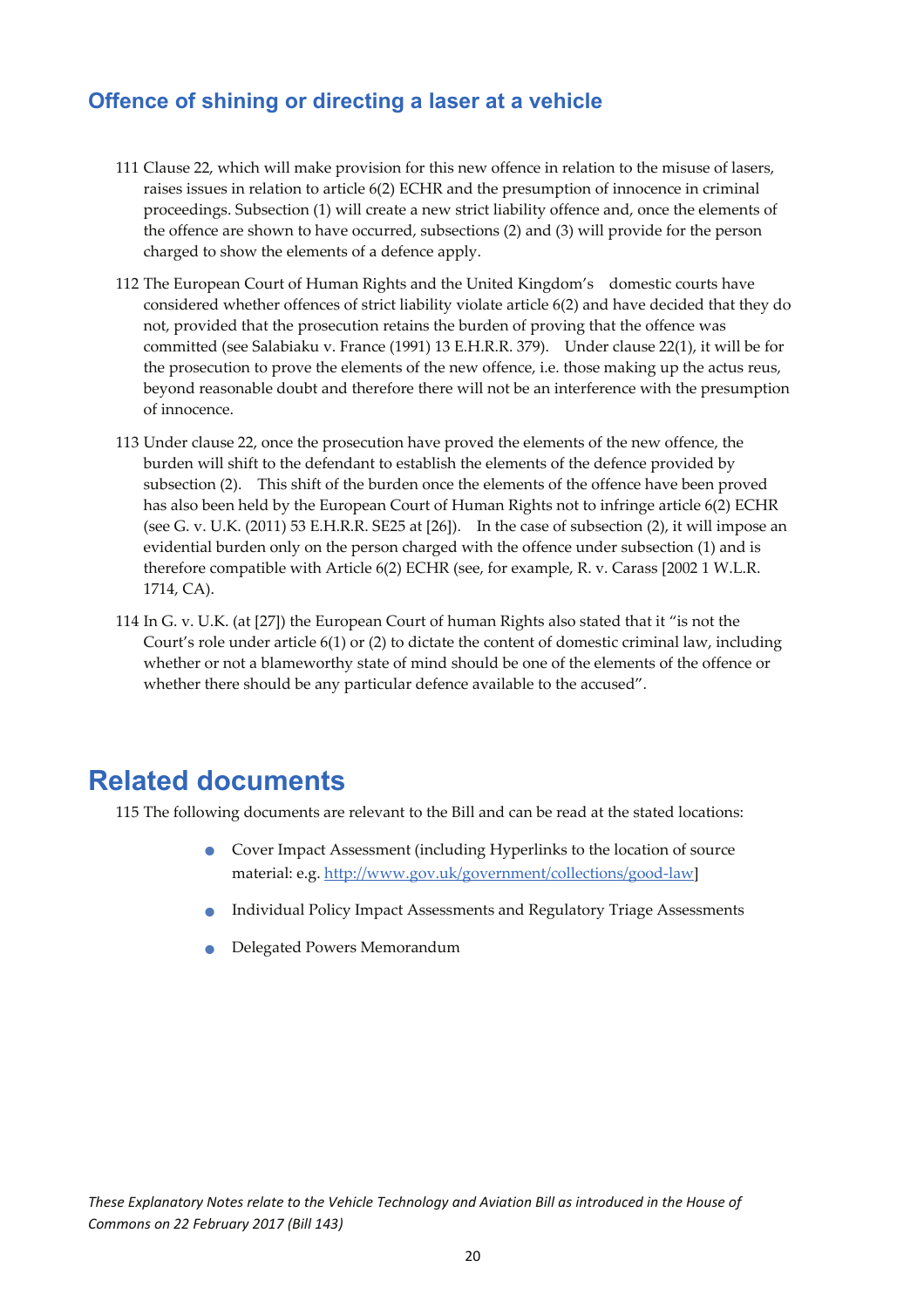## Offence of shining or directing a laser at a vehicle

111 Clause 22, which will make provision for this new offence in relation to the misuse of lasers, raises issues in relation to article 6(2) ECHR and the presumption of innocence in criminal proceedings. Subsection (1) will create a new strict liability offence and, once the elements of the offence are shown to have occurred, subsections (2) and (3) will provide for the person charged to show the elements of a defence apply.

112 The European Court of Human Rights and the United Kingdom's domestic courts have considered whether offences of strict liability violate article 6(2) and have decided that they do not, provided that the prosecution retains the burden of proving that the offence was committed (see Salabiaku v. France (1991) 13 E.H.R.R. 379). Under clause 22(1), it will be for the prosecution to prove the elements of the new offence, i.e. those making up the actus reus, beyond reasonable doubt and therefore there will not be an interference with the presumption of innocence.

113 Under clause 22, once the prosecution have proved the elements of the new offence, the burden will shift to the defendant to establish the elements of the defence provided by subsection (2). This shift of the burden once the elements of the offence have been proved has also been held by the European Court of Human Rights not to infringe article 6(2) ECHR (see G. v. U.K. (2011) 53 E.H.R.R. SE25 at [26]). In the case of subsection (2), it will impose an evidential burden only on the person charged with the offence under subsection (1) and is therefore compatible with Article 6(2) ECHR (see, for example, R. v. Carass [2002 1 W.L.R. 1714, CA).

114 In G. v. U.K. (at [27]) the European Court of human Rights also stated that it "is not the Court's role under article 6(1) or (2) to dictate the content of domestic criminal law, including whether or not a blameworthy state of mind should be one of the elements of the offence or whether there should be any particular defence available to the accused".

# Related documents

115 The following documents are relevant to the Bill and can be read at the stated locations:

- Cover Impact Assessment (including Hyperlinks to the location of source material: e.g. http://www.gov.uk/government/collections/good-law]
- Individual Policy Impact Assessments and Regulatory Triage Assessments
- Delegated Powers Memorandum

*These Explanatory Notes relate to the Vehicle Technology and Aviation Bill as introduced in the House of Commons on 22 February 2017 (Bill 143)*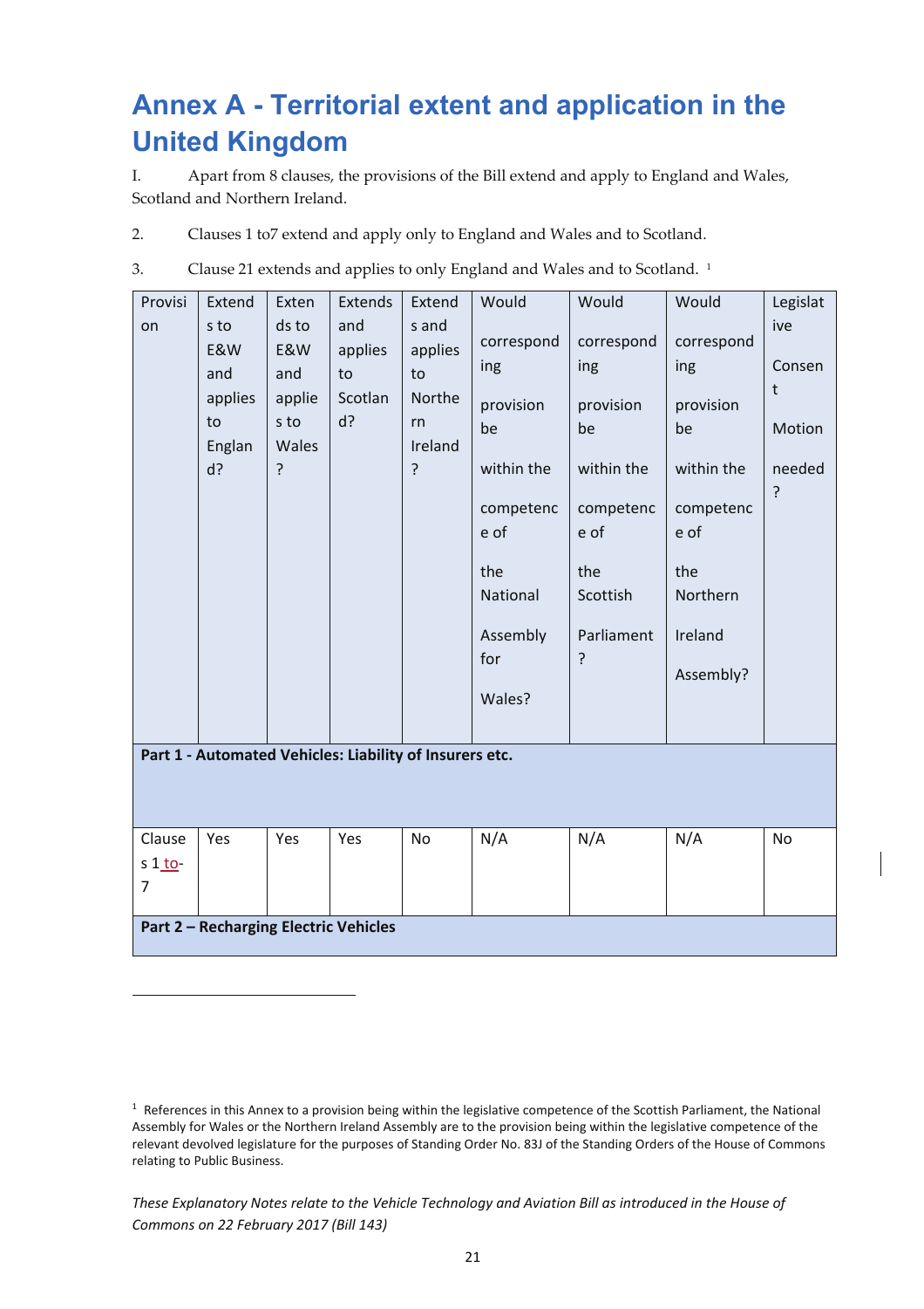# Annex A - Territorial extent and application in the United Kingdom

I. Apart from 8 clauses, the provisions of the Bill extend and apply to England and Wales, Scotland and Northern Ireland.

2. Clauses 1 to7 extend and apply only to England and Wales and to Scotland.

3. Clause 21 extends and applies to only England and Wales and to Scotland. [1]

| Provision | Extends to E&W and applies to England? | Extends to E&W and applies to Wales? | Extends and applies to Scotland? | Extends and applies to Northern Ireland? | Would corresponding provision be within the competence of the National Assembly for Wales? | Would corresponding provision be within the competence of the Scottish Parliament? | Would corresponding provision be within the competence of the Northern Ireland Assembly? | Legislative Consent Motion needed? |
|---|---|---|---|---|---|---|---|---|
| **Part 1 - Automated Vehicles: Liability of Insurers etc.** | | | | | | | | |
| Clauses 1 to-7 | Yes | Yes | Yes | No | N/A | N/A | N/A | No |
| **Part 2 – Recharging Electric Vehicles** | | | | | | | | |

[1] References in this Annex to a provision being within the legislative competence of the Scottish Parliament, the National Assembly for Wales or the Northern Ireland Assembly are to the provision being within the legislative competence of the relevant devolved legislature for the purposes of Standing Order No. 83J of the Standing Orders of the House of Commons relating to Public Business.

*These Explanatory Notes relate to the Vehicle Technology and Aviation Bill as introduced in the House of Commons on 22 February 2017 (Bill 143)*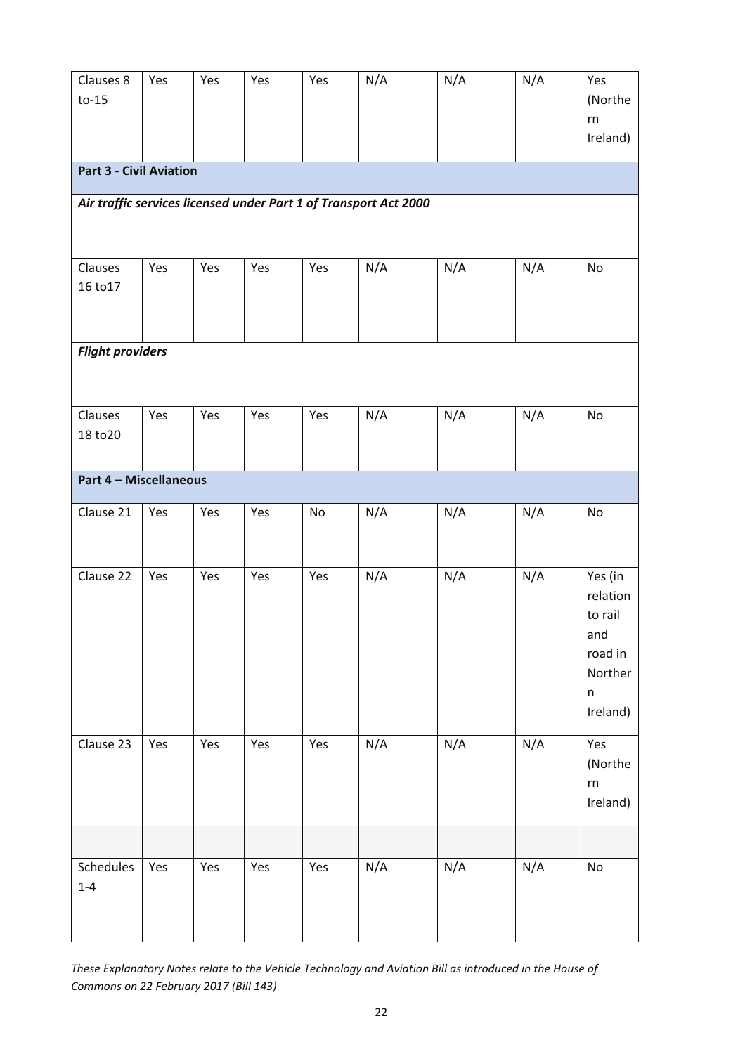| | | | | | | | | |
|---|---|---|---|---|---|---|---|---|
| Clauses 8 to-15 | Yes | Yes | Yes | Yes | N/A | N/A | N/A | Yes (Northern Ireland) |
| **Part 3 - Civil Aviation** | | | | | | | | |
| ***Air traffic services licensed under Part 1 of Transport Act 2000*** | | | | | | | | |
| Clauses 16 to17 | Yes | Yes | Yes | Yes | N/A | N/A | N/A | No |
| ***Flight providers*** | | | | | | | | |
| Clauses 18 to20 | Yes | Yes | Yes | Yes | N/A | N/A | N/A | No |
| **Part 4 – Miscellaneous** | | | | | | | | |
| Clause 21 | Yes | Yes | Yes | No | N/A | N/A | N/A | No |
| Clause 22 | Yes | Yes | Yes | Yes | N/A | N/A | N/A | Yes (in relation to rail and road in Northern Ireland) |
| Clause 23 | Yes | Yes | Yes | Yes | N/A | N/A | N/A | Yes (Northern Ireland) |
| | | | | | | | | |
| Schedules 1-4 | Yes | Yes | Yes | Yes | N/A | N/A | N/A | No |

*These Explanatory Notes relate to the Vehicle Technology and Aviation Bill as introduced in the House of Commons on 22 February 2017 (Bill 143)*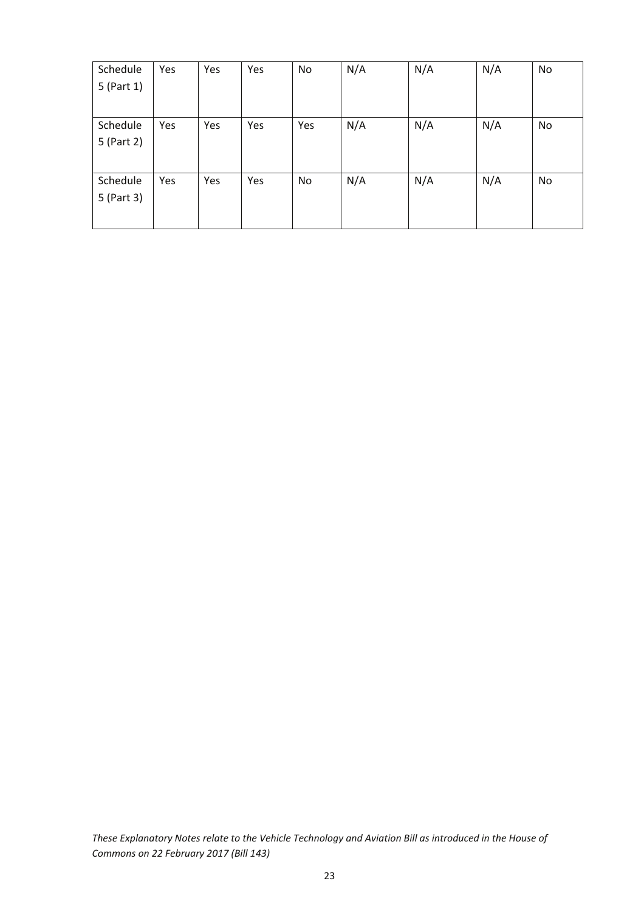| | | | | | | | | |
|---|---|---|---|---|---|---|---|---|
| Schedule 5 (Part 1) | Yes | Yes | Yes | No | N/A | N/A | N/A | No |
| Schedule 5 (Part 2) | Yes | Yes | Yes | Yes | N/A | N/A | N/A | No |
| Schedule 5 (Part 3) | Yes | Yes | Yes | No | N/A | N/A | N/A | No |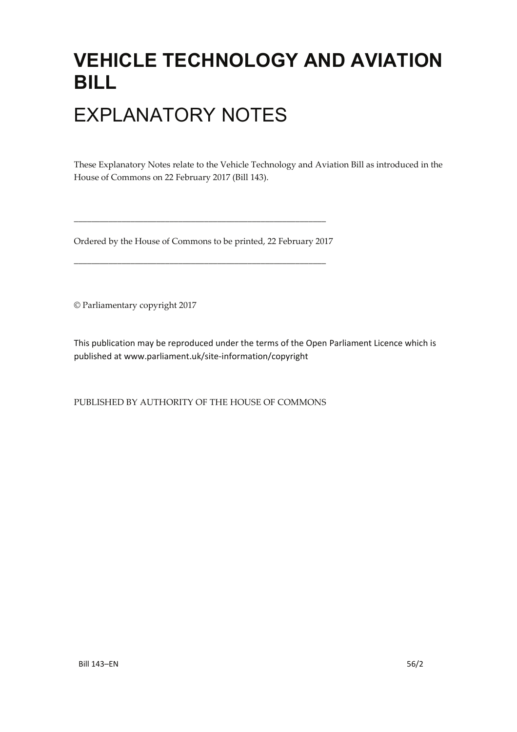# VEHICLE TECHNOLOGY AND AVIATION BILL

# EXPLANATORY NOTES

These Explanatory Notes relate to the Vehicle Technology and Aviation Bill as introduced in the House of Commons on 22 February 2017 (Bill 143).

---

Ordered by the House of Commons to be printed, 22 February 2017

---

© Parliamentary copyright 2017

This publication may be reproduced under the terms of the Open Parliament Licence which is published at www.parliament.uk/site-information/copyright

PUBLISHED BY AUTHORITY OF THE HOUSE OF COMMONS

Bill 143–EN 56/2